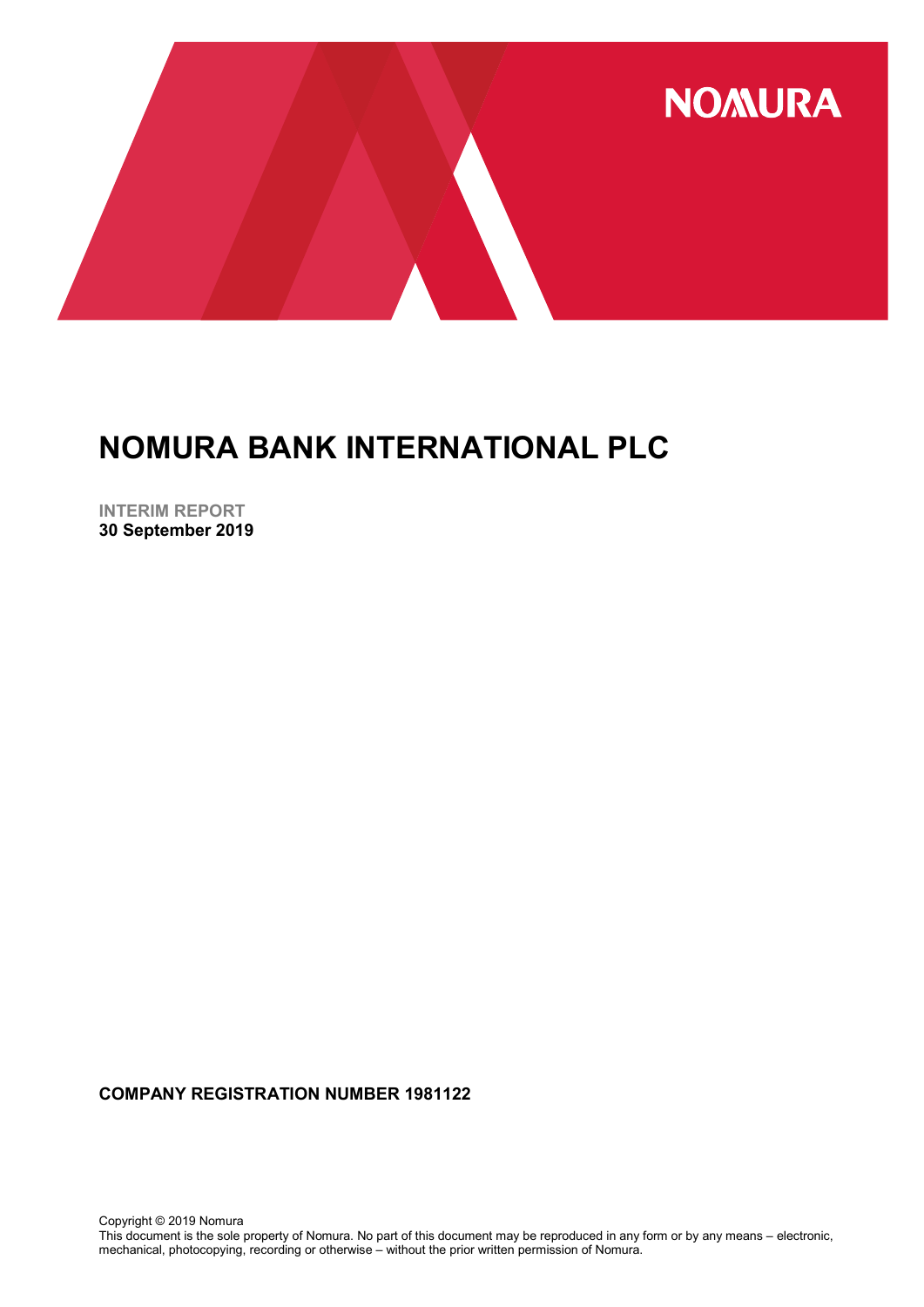NOMURA

# NOMURA BANK INTERNATIONAL PLC

**INTERIM REPORT**
**30 September 2019**

**COMPANY REGISTRATION NUMBER 1981122**

Copyright © 2019 Nomura
This document is the sole property of Nomura. No part of this document may be reproduced in any form or by any means – electronic, mechanical, photocopying, recording or otherwise – without the prior written permission of Nomura.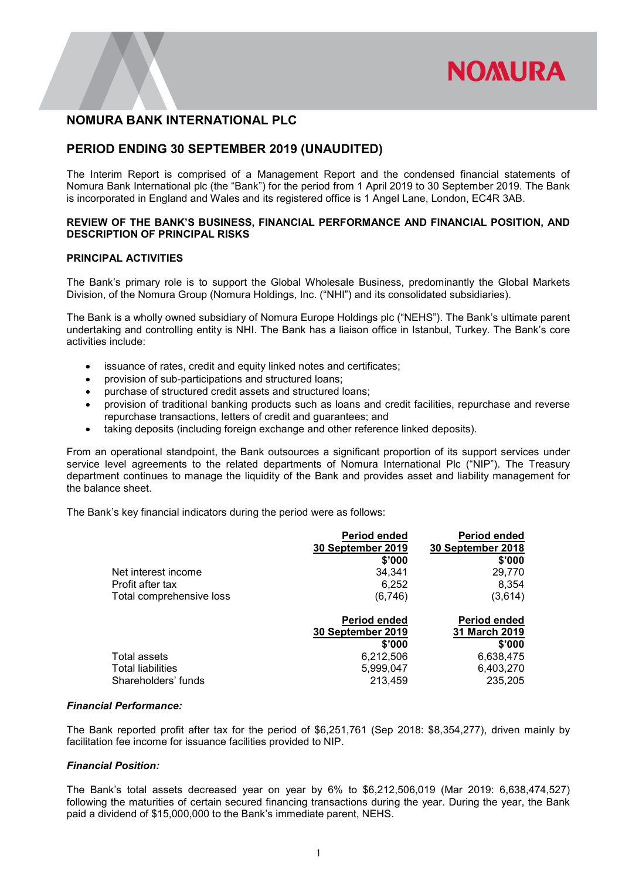# NOMURA BANK INTERNATIONAL PLC

## PERIOD ENDING 30 SEPTEMBER 2019 (UNAUDITED)

The Interim Report is comprised of a Management Report and the condensed financial statements of Nomura Bank International plc (the "Bank") for the period from 1 April 2019 to 30 September 2019. The Bank is incorporated in England and Wales and its registered office is 1 Angel Lane, London, EC4R 3AB.

### REVIEW OF THE BANK'S BUSINESS, FINANCIAL PERFORMANCE AND FINANCIAL POSITION, AND DESCRIPTION OF PRINCIPAL RISKS

### PRINCIPAL ACTIVITIES

The Bank's primary role is to support the Global Wholesale Business, predominantly the Global Markets Division, of the Nomura Group (Nomura Holdings, Inc. ("NHI") and its consolidated subsidiaries).

The Bank is a wholly owned subsidiary of Nomura Europe Holdings plc ("NEHS"). The Bank's ultimate parent undertaking and controlling entity is NHI. The Bank has a liaison office in Istanbul, Turkey. The Bank's core activities include:

- issuance of rates, credit and equity linked notes and certificates;
- provision of sub-participations and structured loans;
- purchase of structured credit assets and structured loans;
- provision of traditional banking products such as loans and credit facilities, repurchase and reverse repurchase transactions, letters of credit and guarantees; and
- taking deposits (including foreign exchange and other reference linked deposits).

From an operational standpoint, the Bank outsources a significant proportion of its support services under service level agreements to the related departments of Nomura International Plc ("NIP"). The Treasury department continues to manage the liquidity of the Bank and provides asset and liability management for the balance sheet.

The Bank's key financial indicators during the period were as follows:

| | Period ended 30 September 2019 $'000 | Period ended 30 September 2018 $'000 |
|---|---|---|
| Net interest income | 34,341 | 29,770 |
| Profit after tax | 6,252 | 8,354 |
| Total comprehensive loss | (6,746) | (3,614) |

| | Period ended 30 September 2019 $'000 | Period ended 31 March 2019 $'000 |
|---|---|---|
| Total assets | 6,212,506 | 6,638,475 |
| Total liabilities | 5,999,047 | 6,403,270 |
| Shareholders' funds | 213,459 | 235,205 |

***Financial Performance:***

The Bank reported profit after tax for the period of $6,251,761 (Sep 2018: $8,354,277), driven mainly by facilitation fee income for issuance facilities provided to NIP.

***Financial Position:***

The Bank's total assets decreased year on year by 6% to $6,212,506,019 (Mar 2019: 6,638,474,527) following the maturities of certain secured financing transactions during the year. During the year, the Bank paid a dividend of $15,000,000 to the Bank's immediate parent, NEHS.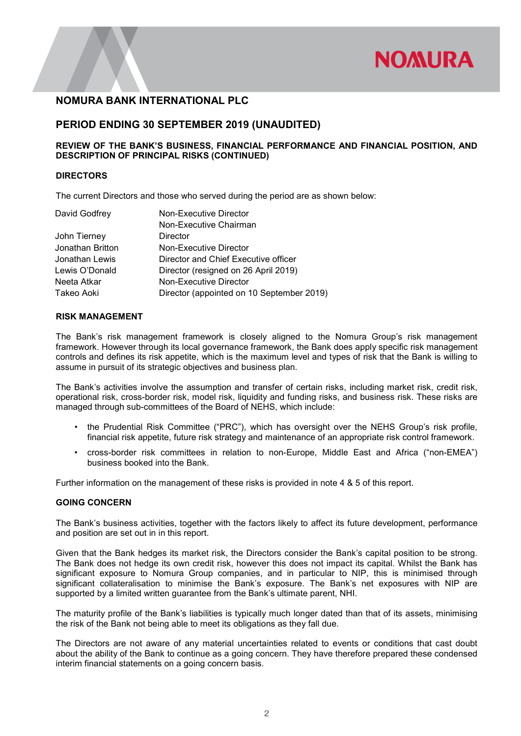# NOMURA BANK INTERNATIONAL PLC

## PERIOD ENDING 30 SEPTEMBER 2019 (UNAUDITED)

### REVIEW OF THE BANK'S BUSINESS, FINANCIAL PERFORMANCE AND FINANCIAL POSITION, AND DESCRIPTION OF PRINCIPAL RISKS (CONTINUED)

#### DIRECTORS

The current Directors and those who served during the period are as shown below:

| | |
|---|---|
| David Godfrey | Non-Executive Director<br>Non-Executive Chairman |
| John Tierney | Director |
| Jonathan Britton | Non-Executive Director |
| Jonathan Lewis | Director and Chief Executive officer |
| Lewis O'Donald | Director (resigned on 26 April 2019) |
| Neeta Atkar | Non-Executive Director |
| Takeo Aoki | Director (appointed on 10 September 2019) |

#### RISK MANAGEMENT

The Bank's risk management framework is closely aligned to the Nomura Group's risk management framework. However through its local governance framework, the Bank does apply specific risk management controls and defines its risk appetite, which is the maximum level and types of risk that the Bank is willing to assume in pursuit of its strategic objectives and business plan.

The Bank's activities involve the assumption and transfer of certain risks, including market risk, credit risk, operational risk, cross-border risk, model risk, liquidity and funding risks, and business risk. These risks are managed through sub-committees of the Board of NEHS, which include:

- the Prudential Risk Committee ("PRC"), which has oversight over the NEHS Group's risk profile, financial risk appetite, future risk strategy and maintenance of an appropriate risk control framework.
- cross-border risk committees in relation to non-Europe, Middle East and Africa ("non-EMEA") business booked into the Bank.

Further information on the management of these risks is provided in note 4 & 5 of this report.

#### GOING CONCERN

The Bank's business activities, together with the factors likely to affect its future development, performance and position are set out in in this report.

Given that the Bank hedges its market risk, the Directors consider the Bank's capital position to be strong. The Bank does not hedge its own credit risk, however this does not impact its capital. Whilst the Bank has significant exposure to Nomura Group companies, and in particular to NIP, this is minimised through significant collateralisation to minimise the Bank's exposure. The Bank's net exposures with NIP are supported by a limited written guarantee from the Bank's ultimate parent, NHI.

The maturity profile of the Bank's liabilities is typically much longer dated than that of its assets, minimising the risk of the Bank not being able to meet its obligations as they fall due.

The Directors are not aware of any material uncertainties related to events or conditions that cast doubt about the ability of the Bank to continue as a going concern. They have therefore prepared these condensed interim financial statements on a going concern basis.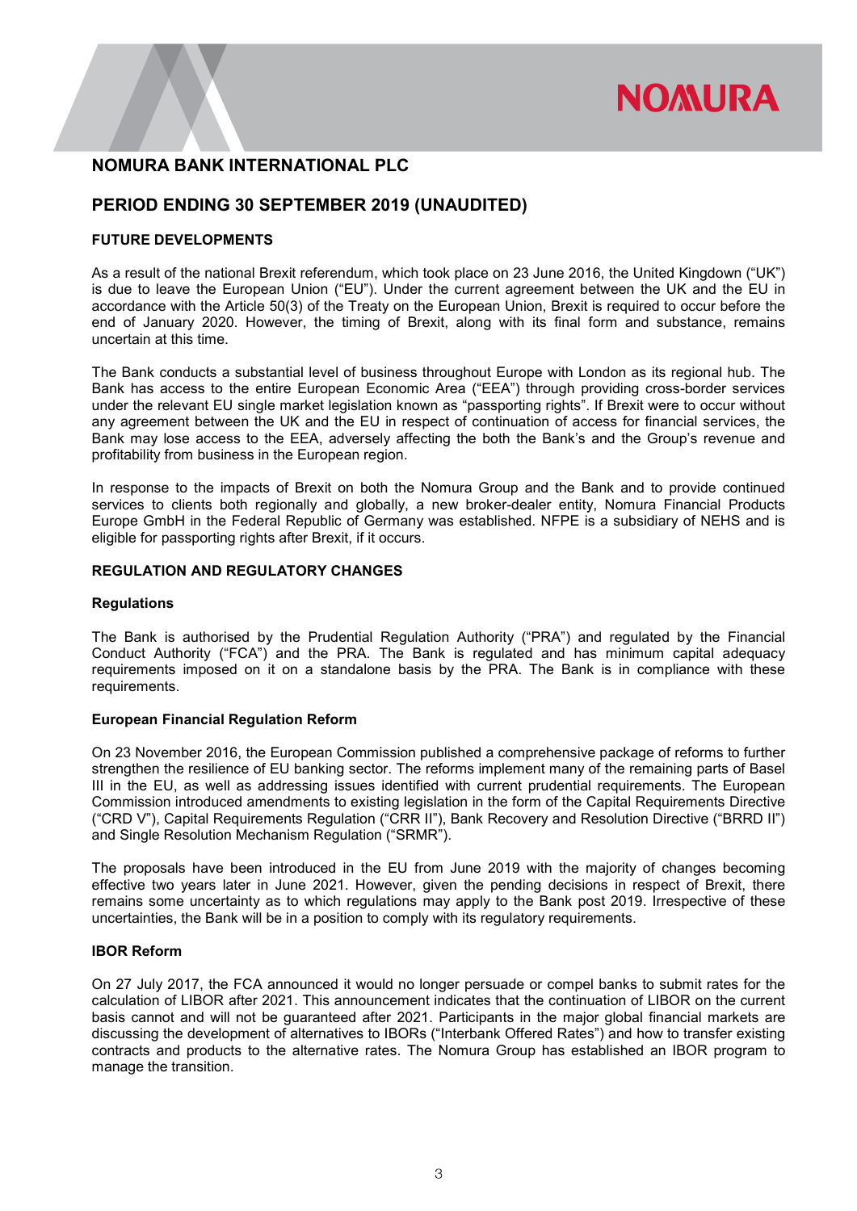## NOMURA BANK INTERNATIONAL PLC

## PERIOD ENDING 30 SEPTEMBER 2019 (UNAUDITED)

### FUTURE DEVELOPMENTS

As a result of the national Brexit referendum, which took place on 23 June 2016, the United Kingdom ("UK") is due to leave the European Union ("EU"). Under the current agreement between the UK and the EU in accordance with the Article 50(3) of the Treaty on the European Union, Brexit is required to occur before the end of January 2020. However, the timing of Brexit, along with its final form and substance, remains uncertain at this time.

The Bank conducts a substantial level of business throughout Europe with London as its regional hub. The Bank has access to the entire European Economic Area ("EEA") through providing cross-border services under the relevant EU single market legislation known as "passporting rights". If Brexit were to occur without any agreement between the UK and the EU in respect of continuation of access for financial services, the Bank may lose access to the EEA, adversely affecting the both the Bank's and the Group's revenue and profitability from business in the European region.

In response to the impacts of Brexit on both the Nomura Group and the Bank and to provide continued services to clients both regionally and globally, a new broker-dealer entity, Nomura Financial Products Europe GmbH in the Federal Republic of Germany was established. NFPE is a subsidiary of NEHS and is eligible for passporting rights after Brexit, if it occurs.

### REGULATION AND REGULATORY CHANGES

#### Regulations

The Bank is authorised by the Prudential Regulation Authority ("PRA") and regulated by the Financial Conduct Authority ("FCA") and the PRA. The Bank is regulated and has minimum capital adequacy requirements imposed on it on a standalone basis by the PRA. The Bank is in compliance with these requirements.

#### European Financial Regulation Reform

On 23 November 2016, the European Commission published a comprehensive package of reforms to further strengthen the resilience of EU banking sector. The reforms implement many of the remaining parts of Basel III in the EU, as well as addressing issues identified with current prudential requirements. The European Commission introduced amendments to existing legislation in the form of the Capital Requirements Directive ("CRD V"), Capital Requirements Regulation ("CRR II"), Bank Recovery and Resolution Directive ("BRRD II") and Single Resolution Mechanism Regulation ("SRMR").

The proposals have been introduced in the EU from June 2019 with the majority of changes becoming effective two years later in June 2021. However, given the pending decisions in respect of Brexit, there remains some uncertainty as to which regulations may apply to the Bank post 2019. Irrespective of these uncertainties, the Bank will be in a position to comply with its regulatory requirements.

#### IBOR Reform

On 27 July 2017, the FCA announced it would no longer persuade or compel banks to submit rates for the calculation of LIBOR after 2021. This announcement indicates that the continuation of LIBOR on the current basis cannot and will not be guaranteed after 2021. Participants in the major global financial markets are discussing the development of alternatives to IBORs ("Interbank Offered Rates") and how to transfer existing contracts and products to the alternative rates. The Nomura Group has established an IBOR program to manage the transition.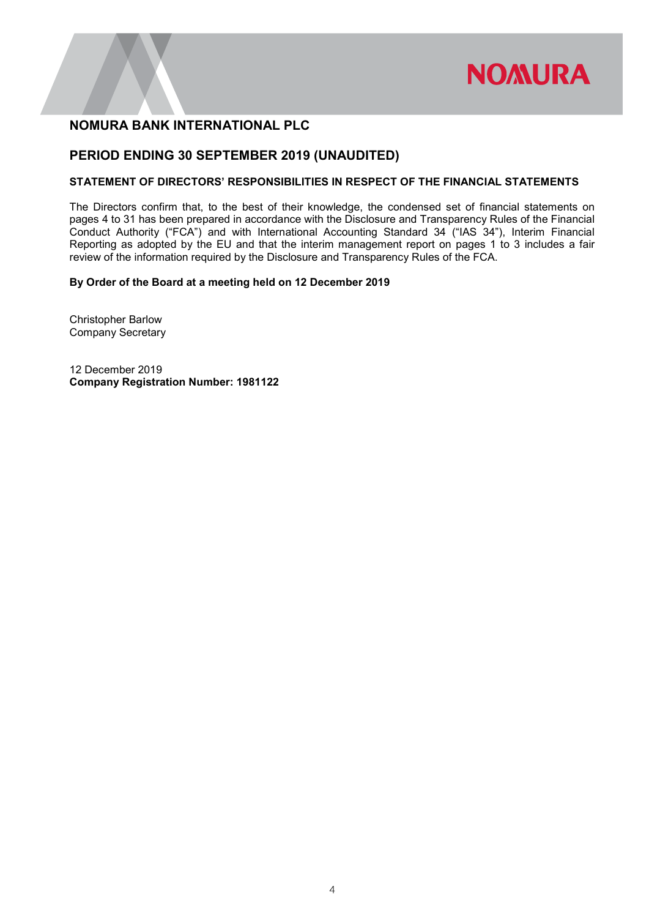## NOMURA BANK INTERNATIONAL PLC

## PERIOD ENDING 30 SEPTEMBER 2019 (UNAUDITED)

### STATEMENT OF DIRECTORS' RESPONSIBILITIES IN RESPECT OF THE FINANCIAL STATEMENTS

The Directors confirm that, to the best of their knowledge, the condensed set of financial statements on pages 4 to 31 has been prepared in accordance with the Disclosure and Transparency Rules of the Financial Conduct Authority ("FCA") and with International Accounting Standard 34 ("IAS 34"), Interim Financial Reporting as adopted by the EU and that the interim management report on pages 1 to 3 includes a fair review of the information required by the Disclosure and Transparency Rules of the FCA.

**By Order of the Board at a meeting held on 12 December 2019**

Christopher Barlow
Company Secretary

12 December 2019
**Company Registration Number: 1981122**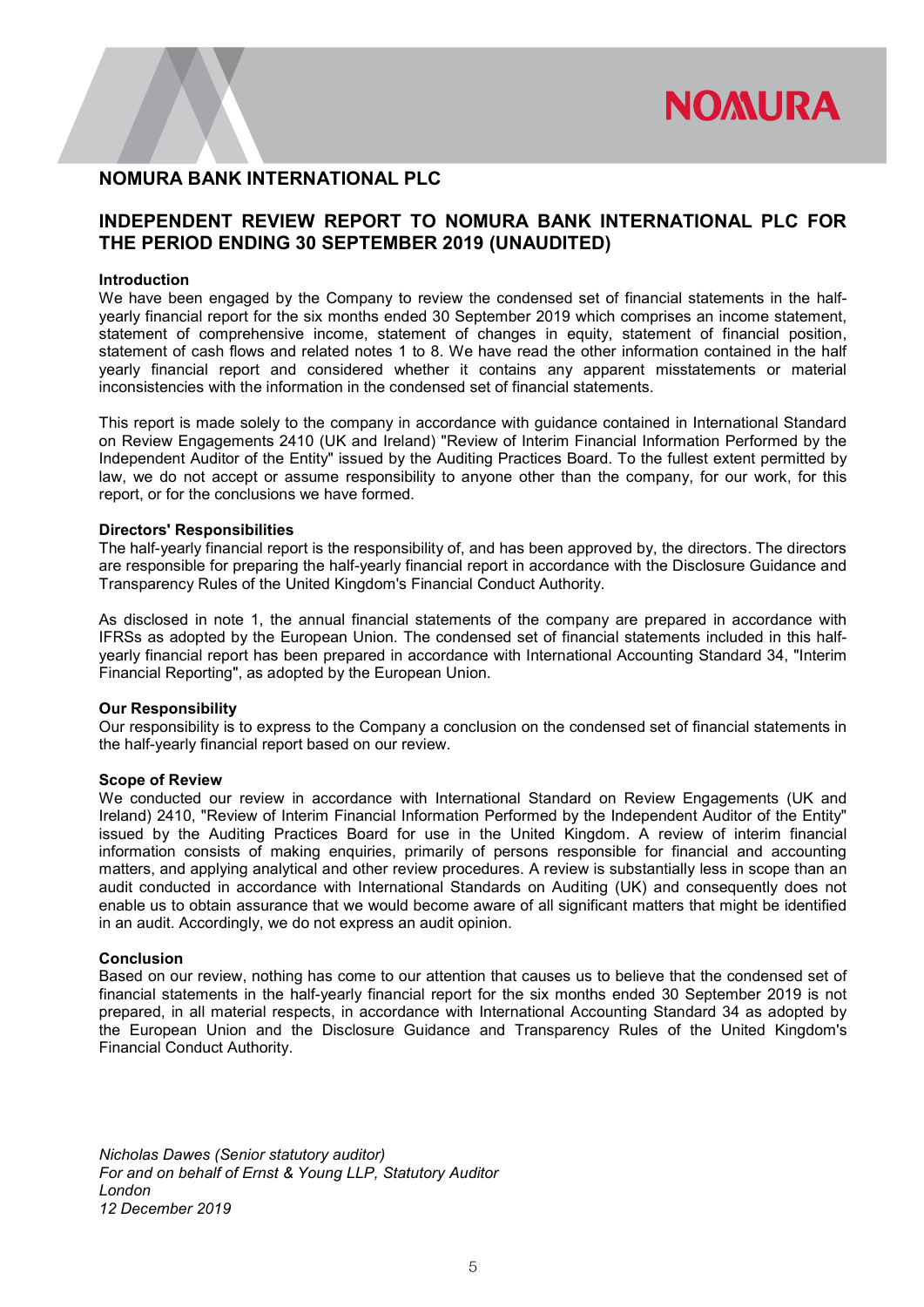# NOMURA BANK INTERNATIONAL PLC

## INDEPENDENT REVIEW REPORT TO NOMURA BANK INTERNATIONAL PLC FOR THE PERIOD ENDING 30 SEPTEMBER 2019 (UNAUDITED)

**Introduction**

We have been engaged by the Company to review the condensed set of financial statements in the half-yearly financial report for the six months ended 30 September 2019 which comprises an income statement, statement of comprehensive income, statement of changes in equity, statement of financial position, statement of cash flows and related notes 1 to 8. We have read the other information contained in the half yearly financial report and considered whether it contains any apparent misstatements or material inconsistencies with the information in the condensed set of financial statements.

This report is made solely to the company in accordance with guidance contained in International Standard on Review Engagements 2410 (UK and Ireland) "Review of Interim Financial Information Performed by the Independent Auditor of the Entity" issued by the Auditing Practices Board. To the fullest extent permitted by law, we do not accept or assume responsibility to anyone other than the company, for our work, for this report, or for the conclusions we have formed.

**Directors' Responsibilities**

The half-yearly financial report is the responsibility of, and has been approved by, the directors. The directors are responsible for preparing the half-yearly financial report in accordance with the Disclosure Guidance and Transparency Rules of the United Kingdom's Financial Conduct Authority.

As disclosed in note 1, the annual financial statements of the company are prepared in accordance with IFRSs as adopted by the European Union. The condensed set of financial statements included in this half-yearly financial report has been prepared in accordance with International Accounting Standard 34, "Interim Financial Reporting", as adopted by the European Union.

**Our Responsibility**

Our responsibility is to express to the Company a conclusion on the condensed set of financial statements in the half-yearly financial report based on our review.

**Scope of Review**

We conducted our review in accordance with International Standard on Review Engagements (UK and Ireland) 2410, "Review of Interim Financial Information Performed by the Independent Auditor of the Entity" issued by the Auditing Practices Board for use in the United Kingdom. A review of interim financial information consists of making enquiries, primarily of persons responsible for financial and accounting matters, and applying analytical and other review procedures. A review is substantially less in scope than an audit conducted in accordance with International Standards on Auditing (UK) and consequently does not enable us to obtain assurance that we would become aware of all significant matters that might be identified in an audit. Accordingly, we do not express an audit opinion.

**Conclusion**

Based on our review, nothing has come to our attention that causes us to believe that the condensed set of financial statements in the half-yearly financial report for the six months ended 30 September 2019 is not prepared, in all material respects, in accordance with International Accounting Standard 34 as adopted by the European Union and the Disclosure Guidance and Transparency Rules of the United Kingdom's Financial Conduct Authority.

*Nicholas Dawes (Senior statutory auditor)*
*For and on behalf of Ernst & Young LLP, Statutory Auditor*
*London*
*12 December 2019*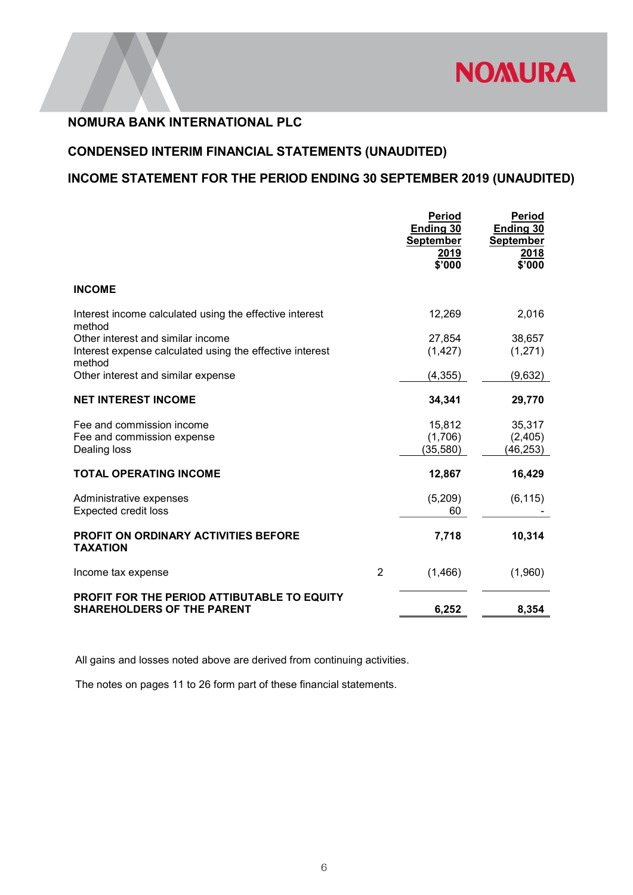# NOMURA BANK INTERNATIONAL PLC

## CONDENSED INTERIM FINANCIAL STATEMENTS (UNAUDITED)

## INCOME STATEMENT FOR THE PERIOD ENDING 30 SEPTEMBER 2019 (UNAUDITED)

| | Note | Period Ending 30 September 2019 $'000 | Period Ending 30 September 2018 $'000 |
|---|---|---|---|
| **INCOME** | | | |
| Interest income calculated using the effective interest method | | 12,269 | 2,016 |
| Other interest and similar income | | 27,854 | 38,657 |
| Interest expense calculated using the effective interest method | | (1,427) | (1,271) |
| Other interest and similar expense | | (4,355) | (9,632) |
| **NET INTEREST INCOME** | | **34,341** | **29,770** |
| Fee and commission income | | 15,812 | 35,317 |
| Fee and commission expense | | (1,706) | (2,405) |
| Dealing loss | | (35,580) | (46,253) |
| **TOTAL OPERATING INCOME** | | **12,867** | **16,429** |
| Administrative expenses | | (5,209) | (6,115) |
| Expected credit loss | | 60 | - |
| **PROFIT ON ORDINARY ACTIVITIES BEFORE TAXATION** | | **7,718** | **10,314** |
| Income tax expense | 2 | (1,466) | (1,960) |
| **PROFIT FOR THE PERIOD ATTIBUTABLE TO EQUITY SHAREHOLDERS OF THE PARENT** | | **6,252** | **8,354** |

All gains and losses noted above are derived from continuing activities.

The notes on pages 11 to 26 form part of these financial statements.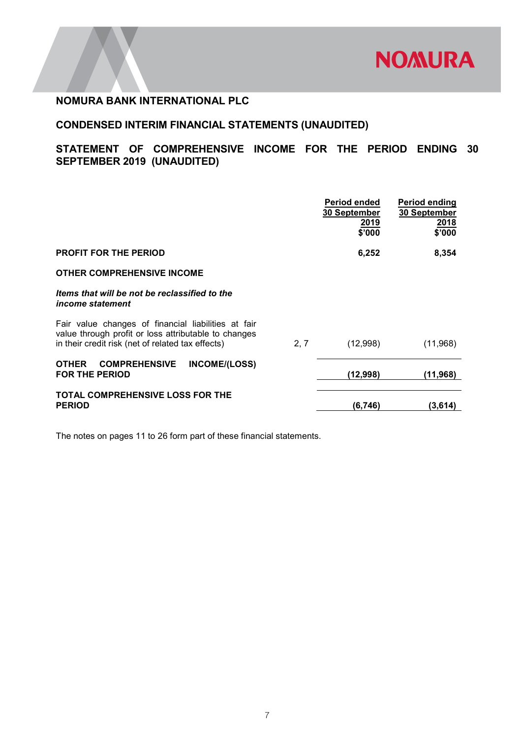## NOMURA BANK INTERNATIONAL PLC

## CONDENSED INTERIM FINANCIAL STATEMENTS (UNAUDITED)

## STATEMENT OF COMPREHENSIVE INCOME FOR THE PERIOD ENDING 30 SEPTEMBER 2019 (UNAUDITED)

| | | Period ended 30 September 2019 $'000 | Period ending 30 September 2018 $'000 |
|---|---|---|---|
| **PROFIT FOR THE PERIOD** | | **6,252** | **8,354** |
| **OTHER COMPREHENSIVE INCOME** | | | |
| ***Items that will be not be reclassified to the income statement*** | | | |
| Fair value changes of financial liabilities at fair value through profit or loss attributable to changes in their credit risk (net of related tax effects) | 2, 7 | (12,998) | (11,968) |
| **OTHER COMPREHENSIVE INCOME/(LOSS) FOR THE PERIOD** | | **(12,998)** | **(11,968)** |
| **TOTAL COMPREHENSIVE LOSS FOR THE PERIOD** | | **(6,746)** | **(3,614)** |

The notes on pages 11 to 26 form part of these financial statements.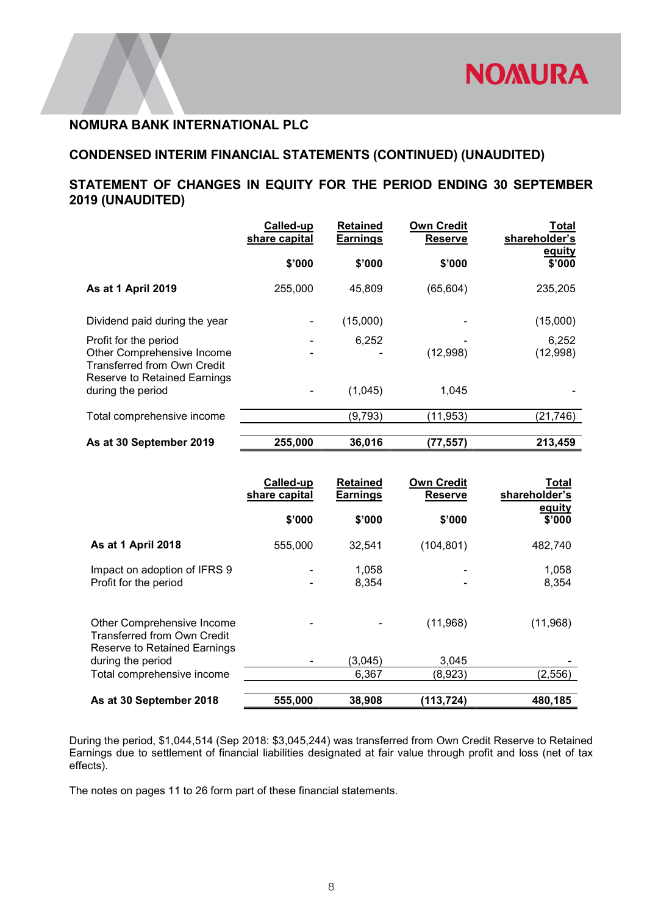# NOMURA BANK INTERNATIONAL PLC

## CONDENSED INTERIM FINANCIAL STATEMENTS (CONTINUED) (UNAUDITED)

## STATEMENT OF CHANGES IN EQUITY FOR THE PERIOD ENDING 30 SEPTEMBER 2019 (UNAUDITED)

| | Called-up share capital | Retained Earnings | Own Credit Reserve | Total shareholder's equity |
|---|---|---|---|---|
| | $'000 | $'000 | $'000 | $'000 |
| **As at 1 April 2019** | 255,000 | 45,809 | (65,604) | 235,205 |
| Dividend paid during the year | - | (15,000) | - | (15,000) |
| Profit for the period | - | 6,252 | - | 6,252 |
| Other Comprehensive Income | - | - | (12,998) | (12,998) |
| Transferred from Own Credit Reserve to Retained Earnings during the period | - | (1,045) | 1,045 | - |
| Total comprehensive income | | (9,793) | (11,953) | (21,746) |
| **As at 30 September 2019** | **255,000** | **36,016** | **(77,557)** | **213,459** |

| | Called-up share capital | Retained Earnings | Own Credit Reserve | Total shareholder's equity |
|---|---|---|---|---|
| | $'000 | $'000 | $'000 | $'000 |
| **As at 1 April 2018** | 555,000 | 32,541 | (104,801) | 482,740 |
| Impact on adoption of IFRS 9 | - | 1,058 | - | 1,058 |
| Profit for the period | - | 8,354 | - | 8,354 |
| Other Comprehensive Income | - | - | (11,968) | (11,968) |
| Transferred from Own Credit Reserve to Retained Earnings during the period | - | (3,045) | 3,045 | - |
| Total comprehensive income | | 6,367 | (8,923) | (2,556) |
| **As at 30 September 2018** | **555,000** | **38,908** | **(113,724)** | **480,185** |

During the period, $1,044,514 (Sep 2018: $3,045,244) was transferred from Own Credit Reserve to Retained Earnings due to settlement of financial liabilities designated at fair value through profit and loss (net of tax effects).

The notes on pages 11 to 26 form part of these financial statements.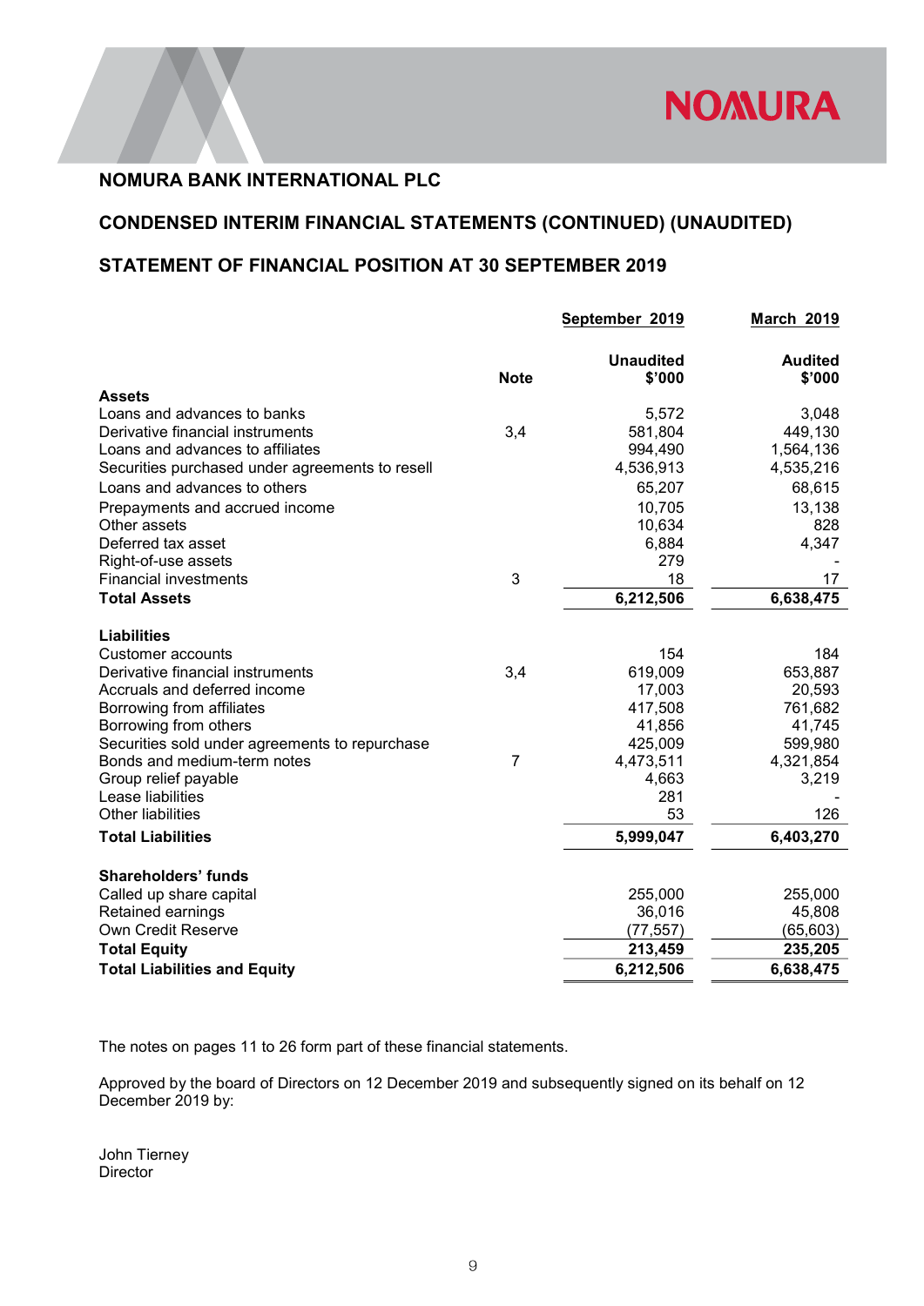## NOMURA BANK INTERNATIONAL PLC

## CONDENSED INTERIM FINANCIAL STATEMENTS (CONTINUED) (UNAUDITED)

## STATEMENT OF FINANCIAL POSITION AT 30 SEPTEMBER 2019

| | Note | September 2019 | March 2019 |
|---|---|---|---|
| | | **Unaudited** | **Audited** |
| | | **$'000** | **$'000** |
| **Assets** | | | |
| Loans and advances to banks | | 5,572 | 3,048 |
| Derivative financial instruments | 3,4 | 581,804 | 449,130 |
| Loans and advances to affiliates | | 994,490 | 1,564,136 |
| Securities purchased under agreements to resell | | 4,536,913 | 4,535,216 |
| Loans and advances to others | | 65,207 | 68,615 |
| Prepayments and accrued income | | 10,705 | 13,138 |
| Other assets | | 10,634 | 828 |
| Deferred tax asset | | 6,884 | 4,347 |
| Right-of-use assets | | 279 | - |
| Financial investments | 3 | 18 | 17 |
| **Total Assets** | | **6,212,506** | **6,638,475** |
| | | | |
| **Liabilities** | | | |
| Customer accounts | | 154 | 184 |
| Derivative financial instruments | 3,4 | 619,009 | 653,887 |
| Accruals and deferred income | | 17,003 | 20,593 |
| Borrowing from affiliates | | 417,508 | 761,682 |
| Borrowing from others | | 41,856 | 41,745 |
| Securities sold under agreements to repurchase | | 425,009 | 599,980 |
| Bonds and medium-term notes | 7 | 4,473,511 | 4,321,854 |
| Group relief payable | | 4,663 | 3,219 |
| Lease liabilities | | 281 | - |
| Other liabilities | | 53 | 126 |
| **Total Liabilities** | | **5,999,047** | **6,403,270** |
| | | | |
| **Shareholders' funds** | | | |
| Called up share capital | | 255,000 | 255,000 |
| Retained earnings | | 36,016 | 45,808 |
| Own Credit Reserve | | (77,557) | (65,603) |
| **Total Equity** | | **213,459** | **235,205** |
| **Total Liabilities and Equity** | | **6,212,506** | **6,638,475** |

The notes on pages 11 to 26 form part of these financial statements.

Approved by the board of Directors on 12 December 2019 and subsequently signed on its behalf on 12 December 2019 by:

John Tierney
Director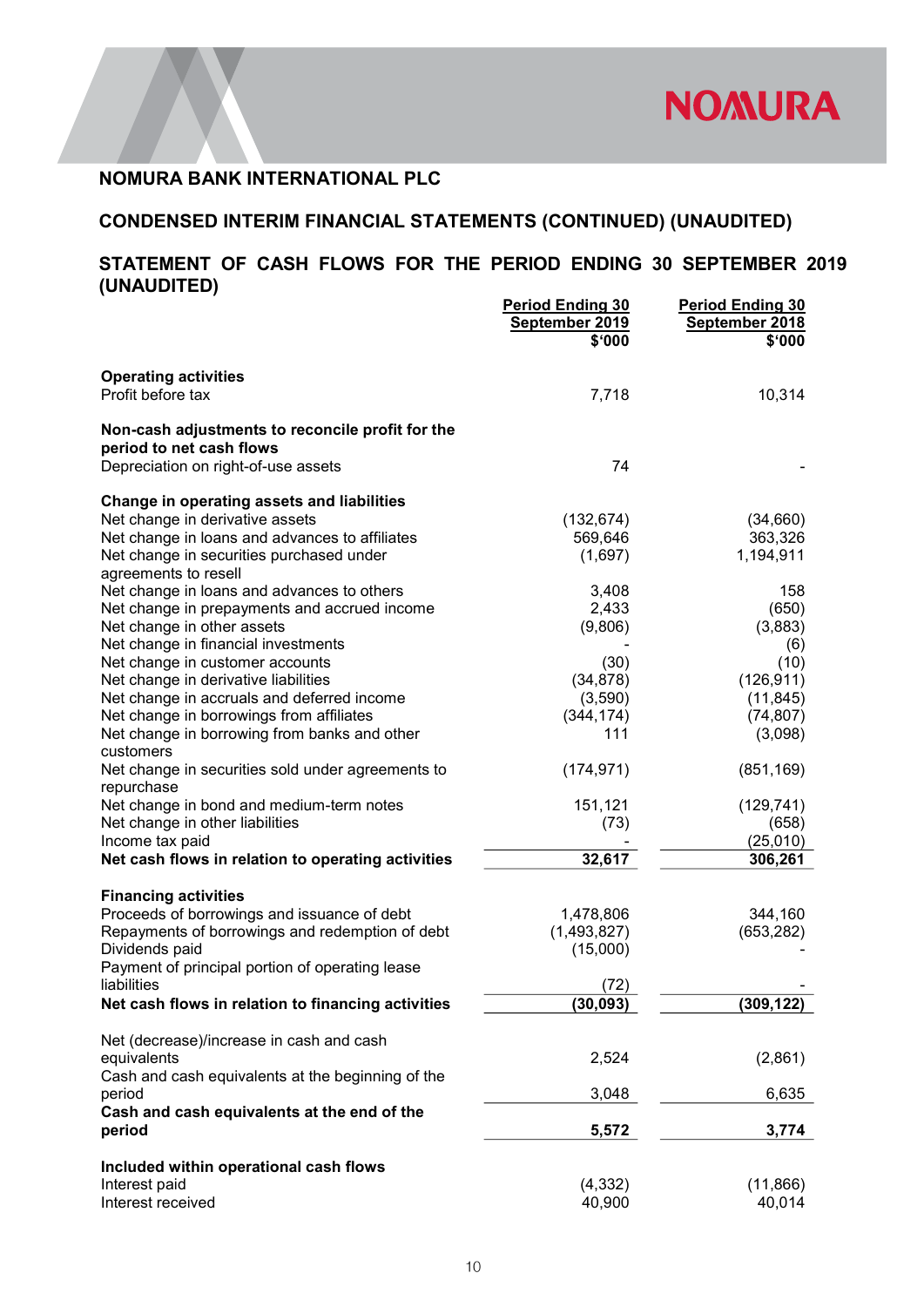## NOMURA BANK INTERNATIONAL PLC

## CONDENSED INTERIM FINANCIAL STATEMENTS (CONTINUED) (UNAUDITED)

### STATEMENT OF CASH FLOWS FOR THE PERIOD ENDING 30 SEPTEMBER 2019 (UNAUDITED)

| | Period Ending 30 September 2019 $'000 | Period Ending 30 September 2018 $'000 |
|---|---|---|
| **Operating activities** | | |
| Profit before tax | 7,718 | 10,314 |
| **Non-cash adjustments to reconcile profit for the period to net cash flows** | | |
| Depreciation on right-of-use assets | 74 | - |
| **Change in operating assets and liabilities** | | |
| Net change in derivative assets | (132,674) | (34,660) |
| Net change in loans and advances to affiliates | 569,646 | 363,326 |
| Net change in securities purchased under agreements to resell | (1,697) | 1,194,911 |
| Net change in loans and advances to others | 3,408 | 158 |
| Net change in prepayments and accrued income | 2,433 | (650) |
| Net change in other assets | (9,806) | (3,883) |
| Net change in financial investments | - | (6) |
| Net change in customer accounts | (30) | (10) |
| Net change in derivative liabilities | (34,878) | (126,911) |
| Net change in accruals and deferred income | (3,590) | (11,845) |
| Net change in borrowings from affiliates | (344,174) | (74,807) |
| Net change in borrowing from banks and other customers | 111 | (3,098) |
| Net change in securities sold under agreements to repurchase | (174,971) | (851,169) |
| Net change in bond and medium-term notes | 151,121 | (129,741) |
| Net change in other liabilities | (73) | (658) |
| Income tax paid | - | (25,010) |
| **Net cash flows in relation to operating activities** | **32,617** | **306,261** |
| **Financing activities** | | |
| Proceeds of borrowings and issuance of debt | 1,478,806 | 344,160 |
| Repayments of borrowings and redemption of debt | (1,493,827) | (653,282) |
| Dividends paid | (15,000) | - |
| Payment of principal portion of operating lease liabilities | (72) | - |
| **Net cash flows in relation to financing activities** | **(30,093)** | **(309,122)** |
| Net (decrease)/increase in cash and cash equivalents | 2,524 | (2,861) |
| Cash and cash equivalents at the beginning of the period | 3,048 | 6,635 |
| **Cash and cash equivalents at the end of the period** | **5,572** | **3,774** |
| **Included within operational cash flows** | | |
| Interest paid | (4,332) | (11,866) |
| Interest received | 40,900 | 40,014 |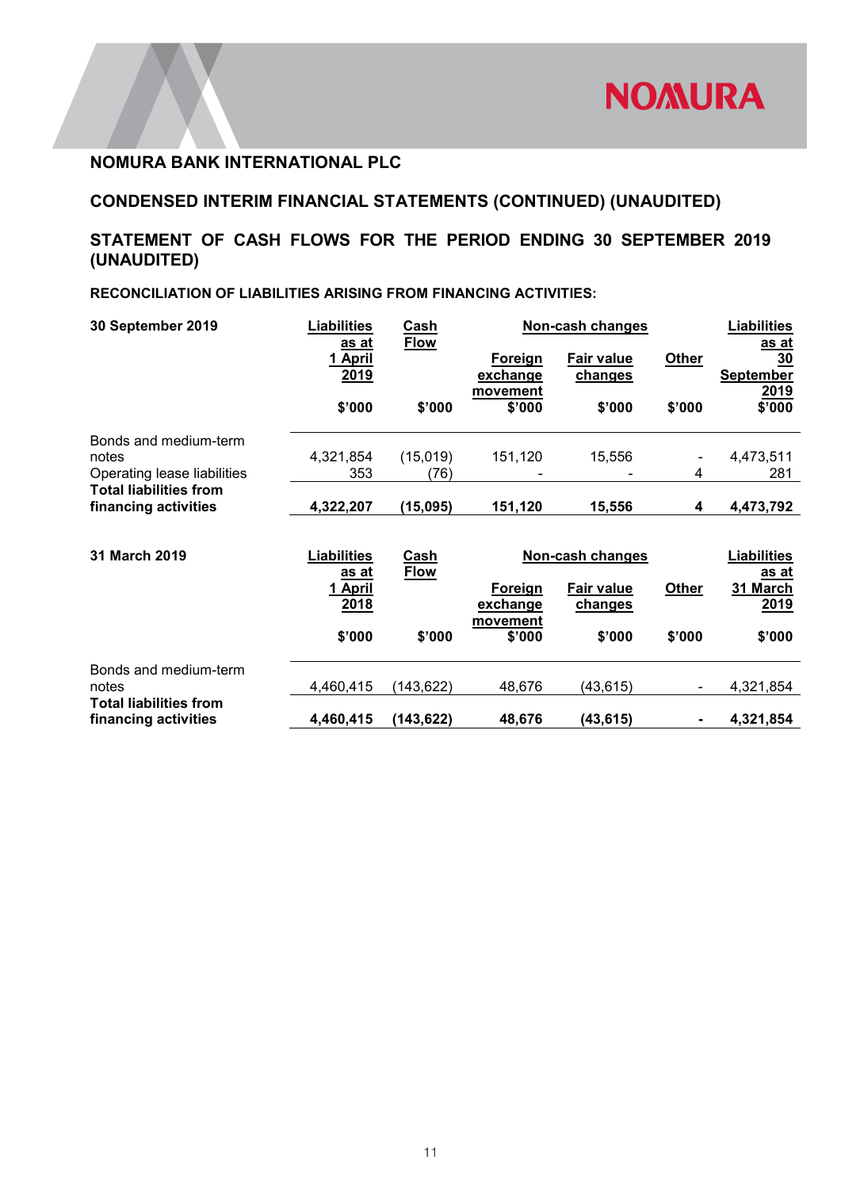## NOMURA BANK INTERNATIONAL PLC

## CONDENSED INTERIM FINANCIAL STATEMENTS (CONTINUED) (UNAUDITED)

## STATEMENT OF CASH FLOWS FOR THE PERIOD ENDING 30 SEPTEMBER 2019 (UNAUDITED)

**RECONCILIATION OF LIABILITIES ARISING FROM FINANCING ACTIVITIES:**

| 30 September 2019 | Liabilities as at 1 April 2019 | Cash Flow | Non-cash changes | | | Liabilities as at 30 September 2019 |
|---|---|---|---|---|---|---|
| | | | Foreign exchange movement | Fair value changes | Other | |
| | $'000 | $'000 | $'000 | $'000 | $'000 | $'000 |
| Bonds and medium-term notes | 4,321,854 | (15,019) | 151,120 | 15,556 | - | 4,473,511 |
| Operating lease liabilities | 353 | (76) | - | - | 4 | 281 |
| **Total liabilities from financing activities** | **4,322,207** | **(15,095)** | **151,120** | **15,556** | **4** | **4,473,792** |

| 31 March 2019 | Liabilities as at 1 April 2018 | Cash Flow | Non-cash changes | | | Liabilities as at 31 March 2019 |
|---|---|---|---|---|---|---|
| | | | Foreign exchange movement | Fair value changes | Other | |
| | $'000 | $'000 | $'000 | $'000 | $'000 | $'000 |
| Bonds and medium-term notes | 4,460,415 | (143,622) | 48,676 | (43,615) | - | 4,321,854 |
| **Total liabilities from financing activities** | **4,460,415** | **(143,622)** | **48,676** | **(43,615)** | **-** | **4,321,854** |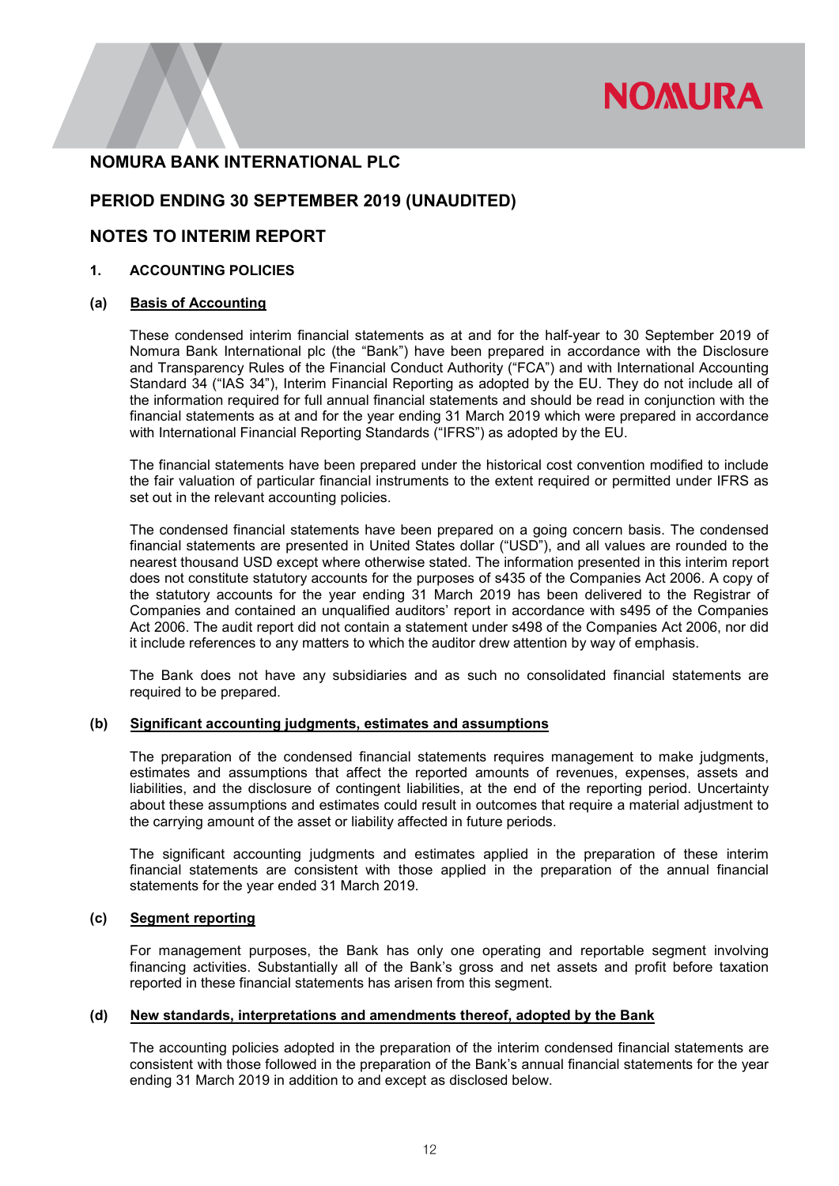# NOMURA BANK INTERNATIONAL PLC

## PERIOD ENDING 30 SEPTEMBER 2019 (UNAUDITED)

## NOTES TO INTERIM REPORT

### 1. ACCOUNTING POLICIES

#### (a) Basis of Accounting

These condensed interim financial statements as at and for the half-year to 30 September 2019 of Nomura Bank International plc (the "Bank") have been prepared in accordance with the Disclosure and Transparency Rules of the Financial Conduct Authority ("FCA") and with International Accounting Standard 34 ("IAS 34"), Interim Financial Reporting as adopted by the EU. They do not include all of the information required for full annual financial statements and should be read in conjunction with the financial statements as at and for the year ending 31 March 2019 which were prepared in accordance with International Financial Reporting Standards ("IFRS") as adopted by the EU.

The financial statements have been prepared under the historical cost convention modified to include the fair valuation of particular financial instruments to the extent required or permitted under IFRS as set out in the relevant accounting policies.

The condensed financial statements have been prepared on a going concern basis. The condensed financial statements are presented in United States dollar ("USD"), and all values are rounded to the nearest thousand USD except where otherwise stated. The information presented in this interim report does not constitute statutory accounts for the purposes of s435 of the Companies Act 2006. A copy of the statutory accounts for the year ending 31 March 2019 has been delivered to the Registrar of Companies and contained an unqualified auditors' report in accordance with s495 of the Companies Act 2006. The audit report did not contain a statement under s498 of the Companies Act 2006, nor did it include references to any matters to which the auditor drew attention by way of emphasis.

The Bank does not have any subsidiaries and as such no consolidated financial statements are required to be prepared.

#### (b) Significant accounting judgments, estimates and assumptions

The preparation of the condensed financial statements requires management to make judgments, estimates and assumptions that affect the reported amounts of revenues, expenses, assets and liabilities, and the disclosure of contingent liabilities, at the end of the reporting period. Uncertainty about these assumptions and estimates could result in outcomes that require a material adjustment to the carrying amount of the asset or liability affected in future periods.

The significant accounting judgments and estimates applied in the preparation of these interim financial statements are consistent with those applied in the preparation of the annual financial statements for the year ended 31 March 2019.

#### (c) Segment reporting

For management purposes, the Bank has only one operating and reportable segment involving financing activities. Substantially all of the Bank's gross and net assets and profit before taxation reported in these financial statements has arisen from this segment.

#### (d) New standards, interpretations and amendments thereof, adopted by the Bank

The accounting policies adopted in the preparation of the interim condensed financial statements are consistent with those followed in the preparation of the Bank's annual financial statements for the year ending 31 March 2019 in addition to and except as disclosed below.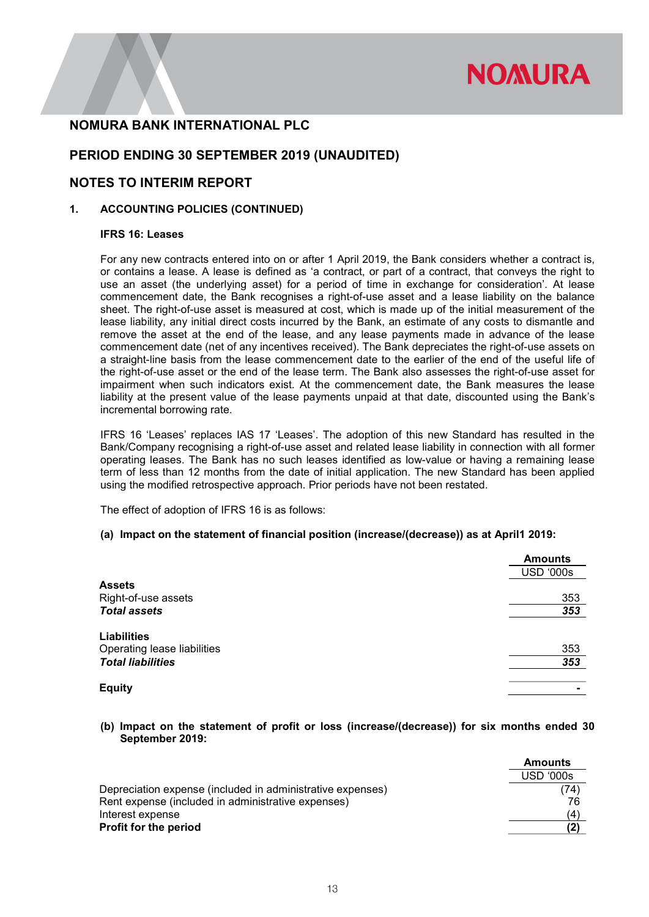## NOMURA BANK INTERNATIONAL PLC

## PERIOD ENDING 30 SEPTEMBER 2019 (UNAUDITED)

## NOTES TO INTERIM REPORT

### 1. ACCOUNTING POLICIES (CONTINUED)

**IFRS 16: Leases**

For any new contracts entered into on or after 1 April 2019, the Bank considers whether a contract is, or contains a lease. A lease is defined as 'a contract, or part of a contract, that conveys the right to use an asset (the underlying asset) for a period of time in exchange for consideration'. At lease commencement date, the Bank recognises a right-of-use asset and a lease liability on the balance sheet. The right-of-use asset is measured at cost, which is made up of the initial measurement of the lease liability, any initial direct costs incurred by the Bank, an estimate of any costs to dismantle and remove the asset at the end of the lease, and any lease payments made in advance of the lease commencement date (net of any incentives received). The Bank depreciates the right-of-use assets on a straight-line basis from the lease commencement date to the earlier of the end of the useful life of the right-of-use asset or the end of the lease term. The Bank also assesses the right-of-use asset for impairment when such indicators exist. At the commencement date, the Bank measures the lease liability at the present value of the lease payments unpaid at that date, discounted using the Bank's incremental borrowing rate.

IFRS 16 'Leases' replaces IAS 17 'Leases'. The adoption of this new Standard has resulted in the Bank/Company recognising a right-of-use asset and related lease liability in connection with all former operating leases. The Bank has no such leases identified as low-value or having a remaining lease term of less than 12 months from the date of initial application. The new Standard has been applied using the modified retrospective approach. Prior periods have not been restated.

The effect of adoption of IFRS 16 is as follows:

**(a) Impact on the statement of financial position (increase/(decrease)) as at April1 2019:**

| | Amounts |
|---|---|
| | USD '000s |
| **Assets** | |
| Right-of-use assets | 353 |
| ***Total assets*** | ***353*** |
| **Liabilities** | |
| Operating lease liabilities | 353 |
| ***Total liabilities*** | ***353*** |
| **Equity** | - |

**(b) Impact on the statement of profit or loss (increase/(decrease)) for six months ended 30 September 2019:**

| | Amounts |
|---|---|
| | USD '000s |
| Depreciation expense (included in administrative expenses) | (74) |
| Rent expense (included in administrative expenses) | 76 |
| Interest expense | (4) |
| **Profit for the period** | **(2)** |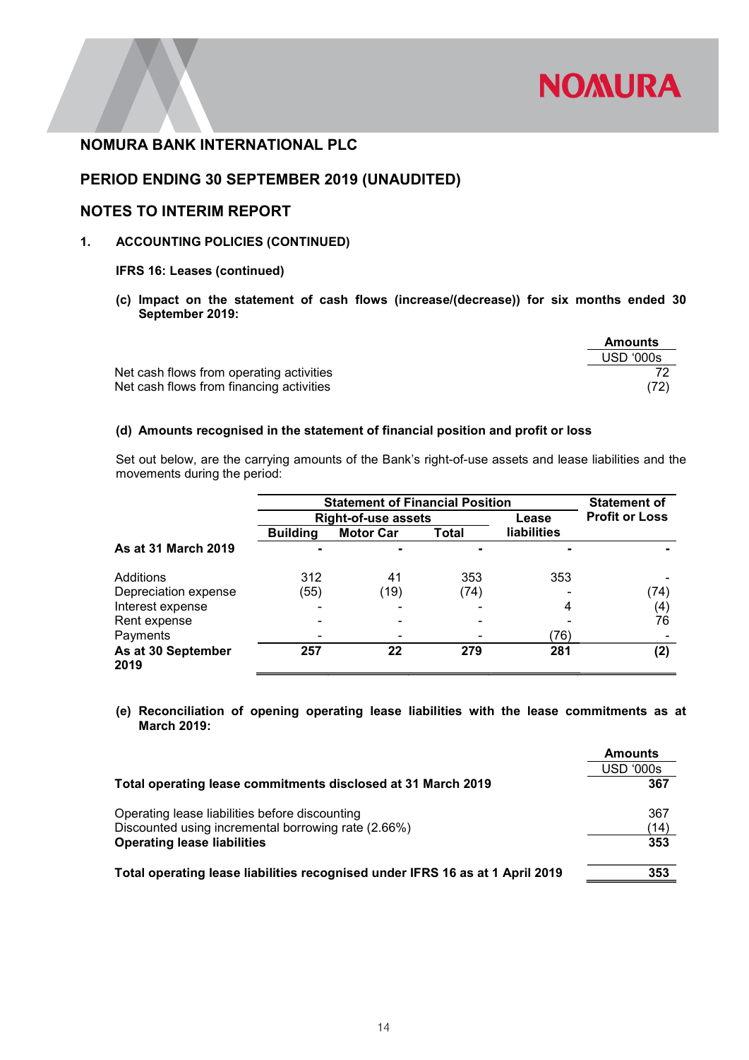# NOMURA BANK INTERNATIONAL PLC

## PERIOD ENDING 30 SEPTEMBER 2019 (UNAUDITED)

## NOTES TO INTERIM REPORT

### 1. ACCOUNTING POLICIES (CONTINUED)

**IFRS 16: Leases (continued)**

**(c) Impact on the statement of cash flows (increase/(decrease)) for six months ended 30 September 2019:**

| | Amounts |
|---|---|
| | USD '000s |
| Net cash flows from operating activities | 72 |
| Net cash flows from financing activities | (72) |

**(d) Amounts recognised in the statement of financial position and profit or loss**

Set out below, are the carrying amounts of the Bank's right-of-use assets and lease liabilities and the movements during the period:

| | Statement of Financial Position | | | | Statement of Profit or Loss |
|---|---|---|---|---|---|
| | Right-of-use assets | | | Lease liabilities | |
| | Building | Motor Car | Total | | |
| **As at 31 March 2019** | **-** | **-** | **-** | **-** | **-** |
| Additions | 312 | 41 | 353 | 353 | - |
| Depreciation expense | (55) | (19) | (74) | - | (74) |
| Interest expense | - | - | - | 4 | (4) |
| Rent expense | - | - | - | - | 76 |
| Payments | - | - | - | (76) | - |
| **As at 30 September 2019** | **257** | **22** | **279** | **281** | **(2)** |

**(e) Reconciliation of opening operating lease liabilities with the lease commitments as at March 2019:**

| | Amounts |
|---|---|
| | USD '000s |
| **Total operating lease commitments disclosed at 31 March 2019** | **367** |
| Operating lease liabilities before discounting | 367 |
| Discounted using incremental borrowing rate (2.66%) | (14) |
| **Operating lease liabilities** | **353** |
| **Total operating lease liabilities recognised under IFRS 16 as at 1 April 2019** | **353** |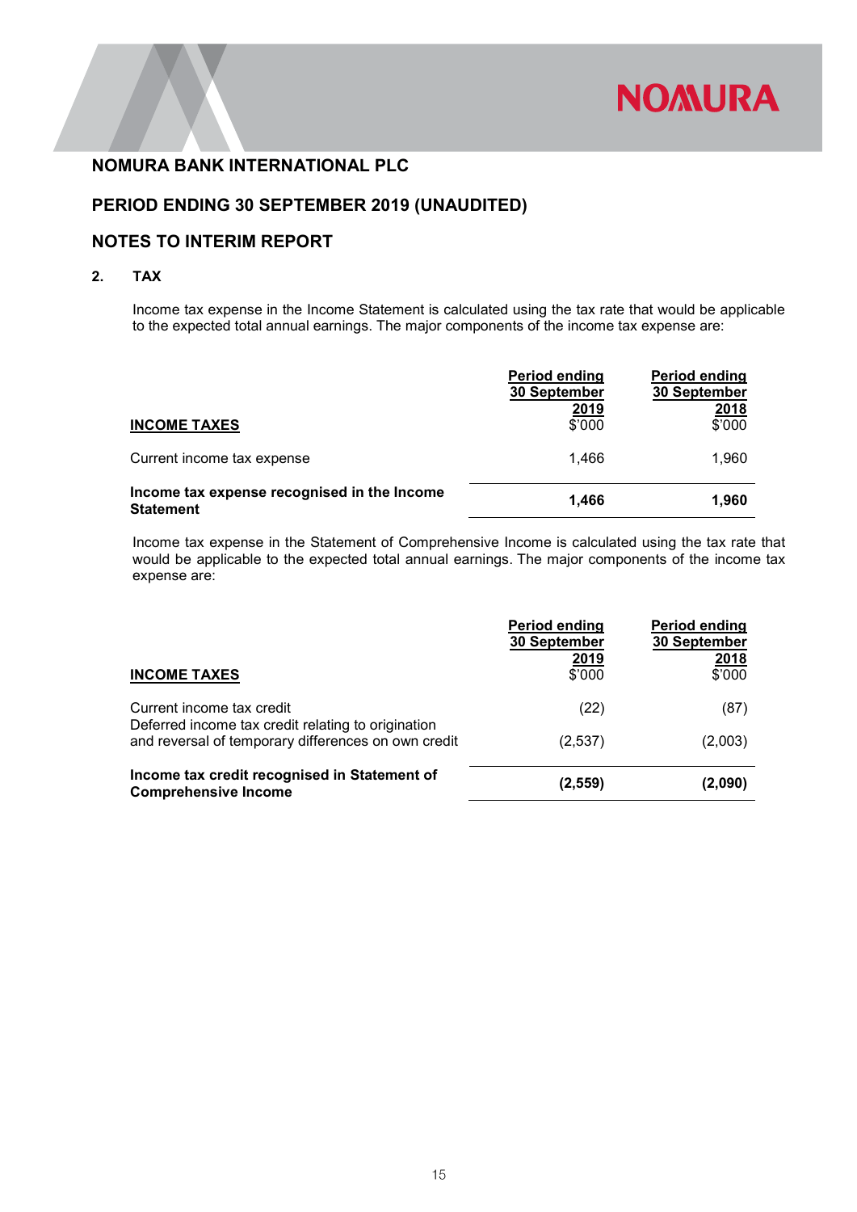# NOMURA BANK INTERNATIONAL PLC

## PERIOD ENDING 30 SEPTEMBER 2019 (UNAUDITED)

## NOTES TO INTERIM REPORT

### 2. TAX

Income tax expense in the Income Statement is calculated using the tax rate that would be applicable to the expected total annual earnings. The major components of the income tax expense are:

| **INCOME TAXES** | **Period ending 30 September 2019** $'000 | **Period ending 30 September 2018** $'000 |
|---|---|---|
| Current income tax expense | 1,466 | 1,960 |
| **Income tax expense recognised in the Income Statement** | **1,466** | **1,960** |

Income tax expense in the Statement of Comprehensive Income is calculated using the tax rate that would be applicable to the expected total annual earnings. The major components of the income tax expense are:

| **INCOME TAXES** | **Period ending 30 September 2019** $'000 | **Period ending 30 September 2018** $'000 |
|---|---|---|
| Current income tax credit | (22) | (87) |
| Deferred income tax credit relating to origination and reversal of temporary differences on own credit | (2,537) | (2,003) |
| **Income tax credit recognised in Statement of Comprehensive Income** | **(2,559)** | **(2,090)** |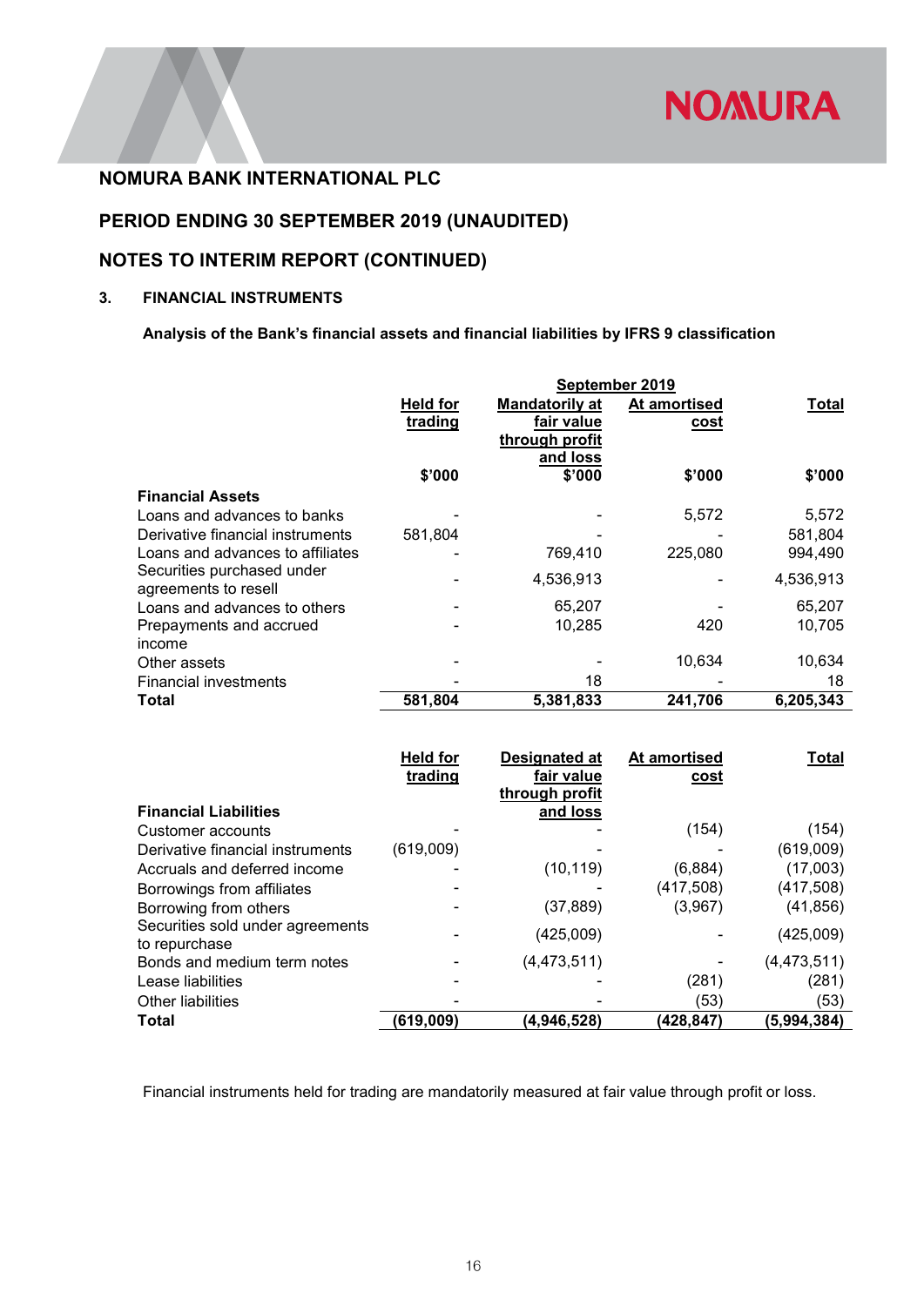## NOMURA BANK INTERNATIONAL PLC

## PERIOD ENDING 30 SEPTEMBER 2019 (UNAUDITED)

## NOTES TO INTERIM REPORT (CONTINUED)

### 3. FINANCIAL INSTRUMENTS

**Analysis of the Bank's financial assets and financial liabilities by IFRS 9 classification**

| | September 2019 | | | |
|---|---|---|---|---|
| | Held for trading | Mandatorily at fair value through profit and loss | At amortised cost | Total |
| | $'000 | $'000 | $'000 | $'000 |
| **Financial Assets** | | | | |
| Loans and advances to banks | - | - | 5,572 | 5,572 |
| Derivative financial instruments | 581,804 | - | - | 581,804 |
| Loans and advances to affiliates | - | 769,410 | 225,080 | 994,490 |
| Securities purchased under agreements to resell | - | 4,536,913 | - | 4,536,913 |
| Loans and advances to others | - | 65,207 | - | 65,207 |
| Prepayments and accrued income | - | 10,285 | 420 | 10,705 |
| Other assets | - | - | 10,634 | 10,634 |
| Financial investments | - | 18 | - | 18 |
| **Total** | **581,804** | **5,381,833** | **241,706** | **6,205,343** |

| | Held for trading | Designated at fair value through profit and loss | At amortised cost | Total |
|---|---|---|---|---|
| **Financial Liabilities** | | | | |
| Customer accounts | - | - | (154) | (154) |
| Derivative financial instruments | (619,009) | - | - | (619,009) |
| Accruals and deferred income | - | (10,119) | (6,884) | (17,003) |
| Borrowings from affiliates | - | - | (417,508) | (417,508) |
| Borrowing from others | - | (37,889) | (3,967) | (41,856) |
| Securities sold under agreements to repurchase | - | (425,009) | - | (425,009) |
| Bonds and medium term notes | - | (4,473,511) | - | (4,473,511) |
| Lease liabilities | - | - | (281) | (281) |
| Other liabilities | - | - | (53) | (53) |
| **Total** | **(619,009)** | **(4,946,528)** | **(428,847)** | **(5,994,384)** |

Financial instruments held for trading are mandatorily measured at fair value through profit or loss.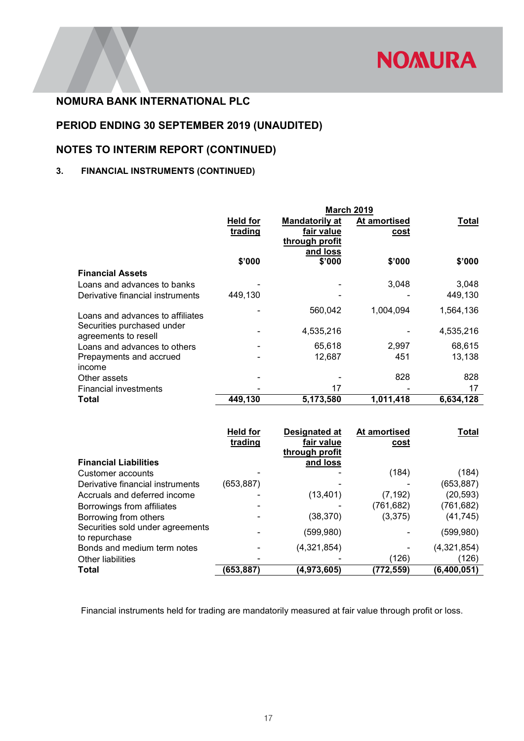## NOMURA BANK INTERNATIONAL PLC

## PERIOD ENDING 30 SEPTEMBER 2019 (UNAUDITED)

## NOTES TO INTERIM REPORT (CONTINUED)

### 3. FINANCIAL INSTRUMENTS (CONTINUED)

| | March 2019 | | | |
|---|---|---|---|---|
| | Held for trading | Mandatorily at fair value through profit and loss | At amortised cost | Total |
| | $'000 | $'000 | $'000 | $'000 |
| **Financial Assets** | | | | |
| Loans and advances to banks | - | - | 3,048 | 3,048 |
| Derivative financial instruments | 449,130 | - | - | 449,130 |
| Loans and advances to affiliates | - | 560,042 | 1,004,094 | 1,564,136 |
| Securities purchased under agreements to resell | - | 4,535,216 | - | 4,535,216 |
| Loans and advances to others | - | 65,618 | 2,997 | 68,615 |
| Prepayments and accrued income | - | 12,687 | 451 | 13,138 |
| Other assets | - | - | 828 | 828 |
| Financial investments | - | 17 | - | 17 |
| **Total** | **449,130** | **5,173,580** | **1,011,418** | **6,634,128** |

| | Held for trading | Designated at fair value through profit and loss | At amortised cost | Total |
|---|---|---|---|---|
| **Financial Liabilities** | | | | |
| Customer accounts | - | - | (184) | (184) |
| Derivative financial instruments | (653,887) | - | - | (653,887) |
| Accruals and deferred income | - | (13,401) | (7,192) | (20,593) |
| Borrowings from affiliates | - | - | (761,682) | (761,682) |
| Borrowing from others | - | (38,370) | (3,375) | (41,745) |
| Securities sold under agreements to repurchase | - | (599,980) | - | (599,980) |
| Bonds and medium term notes | - | (4,321,854) | - | (4,321,854) |
| Other liabilities | - | - | (126) | (126) |
| **Total** | **(653,887)** | **(4,973,605)** | **(772,559)** | **(6,400,051)** |

Financial instruments held for trading are mandatorily measured at fair value through profit or loss.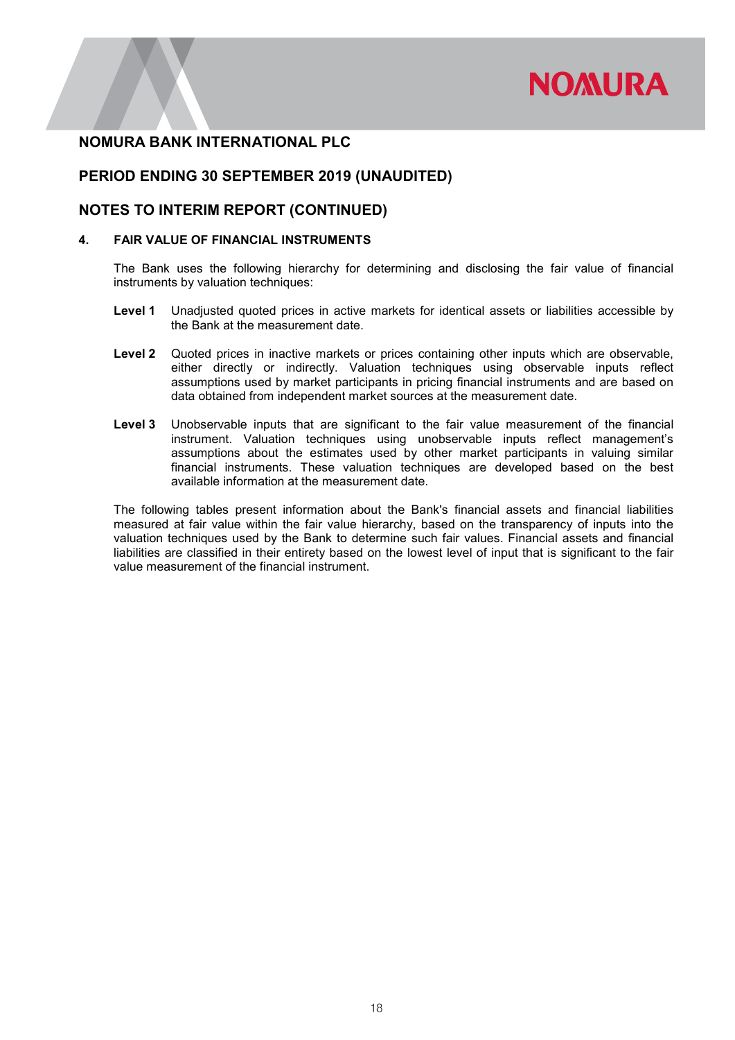## NOMURA BANK INTERNATIONAL PLC

## PERIOD ENDING 30 SEPTEMBER 2019 (UNAUDITED)

## NOTES TO INTERIM REPORT (CONTINUED)

### 4. FAIR VALUE OF FINANCIAL INSTRUMENTS

The Bank uses the following hierarchy for determining and disclosing the fair value of financial instruments by valuation techniques:

**Level 1** Unadjusted quoted prices in active markets for identical assets or liabilities accessible by the Bank at the measurement date.

**Level 2** Quoted prices in inactive markets or prices containing other inputs which are observable, either directly or indirectly. Valuation techniques using observable inputs reflect assumptions used by market participants in pricing financial instruments and are based on data obtained from independent market sources at the measurement date.

**Level 3** Unobservable inputs that are significant to the fair value measurement of the financial instrument. Valuation techniques using unobservable inputs reflect management's assumptions about the estimates used by other market participants in valuing similar financial instruments. These valuation techniques are developed based on the best available information at the measurement date.

The following tables present information about the Bank's financial assets and financial liabilities measured at fair value within the fair value hierarchy, based on the transparency of inputs into the valuation techniques used by the Bank to determine such fair values. Financial assets and financial liabilities are classified in their entirety based on the lowest level of input that is significant to the fair value measurement of the financial instrument.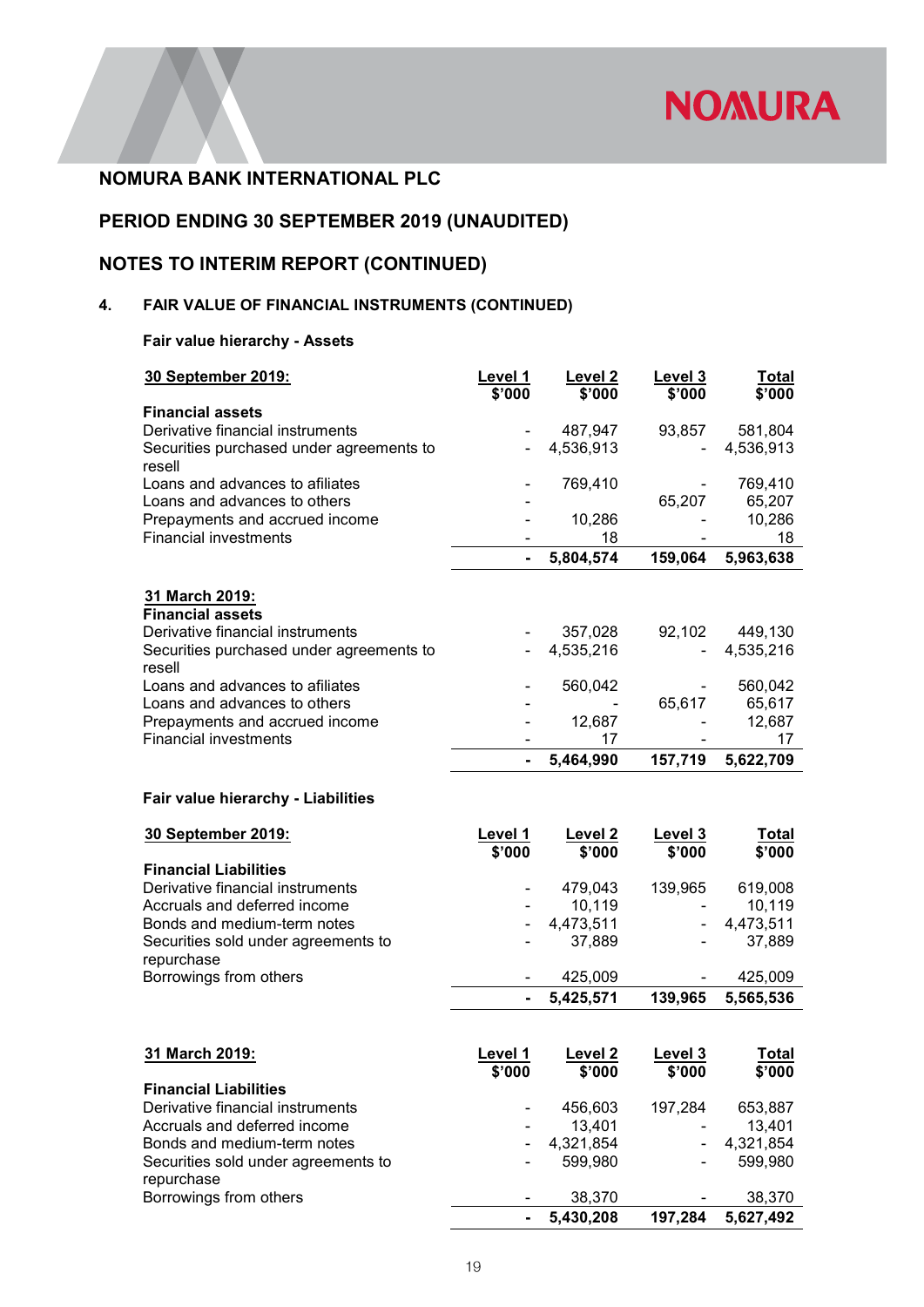# NOMURA BANK INTERNATIONAL PLC

## PERIOD ENDING 30 SEPTEMBER 2019 (UNAUDITED)

## NOTES TO INTERIM REPORT (CONTINUED)

### 4. FAIR VALUE OF FINANCIAL INSTRUMENTS (CONTINUED)

**Fair value hierarchy - Assets**

| 30 September 2019: | Level 1 $'000 | Level 2 $'000 | Level 3 $'000 | Total $'000 |
|---|---|---|---|---|
| **Financial assets** | | | | |
| Derivative financial instruments | - | 487,947 | 93,857 | 581,804 |
| Securities purchased under agreements to resell | - | 4,536,913 | - | 4,536,913 |
| Loans and advances to afiliates | - | 769,410 | - | 769,410 |
| Loans and advances to others | - | | 65,207 | 65,207 |
| Prepayments and accrued income | - | 10,286 | - | 10,286 |
| Financial investments | - | 18 | - | 18 |
| | **-** | **5,804,574** | **159,064** | **5,963,638** |

| 31 March 2019: | Level 1 $'000 | Level 2 $'000 | Level 3 $'000 | Total $'000 |
|---|---|---|---|---|
| **Financial assets** | | | | |
| Derivative financial instruments | - | 357,028 | 92,102 | 449,130 |
| Securities purchased under agreements to resell | - | 4,535,216 | - | 4,535,216 |
| Loans and advances to afiliates | - | 560,042 | - | 560,042 |
| Loans and advances to others | - | - | 65,617 | 65,617 |
| Prepayments and accrued income | - | 12,687 | - | 12,687 |
| Financial investments | - | 17 | - | 17 |
| | **-** | **5,464,990** | **157,719** | **5,622,709** |

**Fair value hierarchy - Liabilities**

| 30 September 2019: | Level 1 $'000 | Level 2 $'000 | Level 3 $'000 | Total $'000 |
|---|---|---|---|---|
| **Financial Liabilities** | | | | |
| Derivative financial instruments | - | 479,043 | 139,965 | 619,008 |
| Accruals and deferred income | - | 10,119 | - | 10,119 |
| Bonds and medium-term notes | - | 4,473,511 | - | 4,473,511 |
| Securities sold under agreements to repurchase | - | 37,889 | - | 37,889 |
| Borrowings from others | - | 425,009 | - | 425,009 |
| | **-** | **5,425,571** | **139,965** | **5,565,536** |

| 31 March 2019: | Level 1 $'000 | Level 2 $'000 | Level 3 $'000 | Total $'000 |
|---|---|---|---|---|
| **Financial Liabilities** | | | | |
| Derivative financial instruments | - | 456,603 | 197,284 | 653,887 |
| Accruals and deferred income | - | 13,401 | - | 13,401 |
| Bonds and medium-term notes | - | 4,321,854 | - | 4,321,854 |
| Securities sold under agreements to repurchase | - | 599,980 | - | 599,980 |
| Borrowings from others | - | 38,370 | - | 38,370 |
| | **-** | **5,430,208** | **197,284** | **5,627,492** |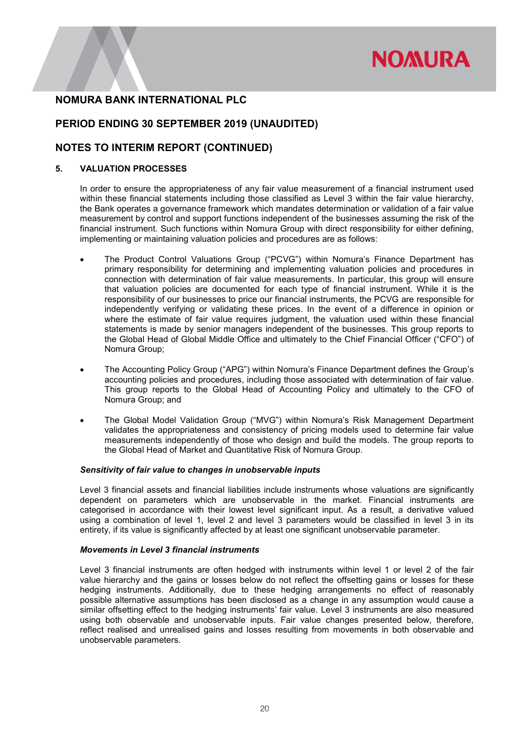# NOMURA BANK INTERNATIONAL PLC

## PERIOD ENDING 30 SEPTEMBER 2019 (UNAUDITED)

## NOTES TO INTERIM REPORT (CONTINUED)

### 5. VALUATION PROCESSES

In order to ensure the appropriateness of any fair value measurement of a financial instrument used within these financial statements including those classified as Level 3 within the fair value hierarchy, the Bank operates a governance framework which mandates determination or validation of a fair value measurement by control and support functions independent of the businesses assuming the risk of the financial instrument. Such functions within Nomura Group with direct responsibility for either defining, implementing or maintaining valuation policies and procedures are as follows:

- The Product Control Valuations Group ("PCVG") within Nomura's Finance Department has primary responsibility for determining and implementing valuation policies and procedures in connection with determination of fair value measurements. In particular, this group will ensure that valuation policies are documented for each type of financial instrument. While it is the responsibility of our businesses to price our financial instruments, the PCVG are responsible for independently verifying or validating these prices. In the event of a difference in opinion or where the estimate of fair value requires judgment, the valuation used within these financial statements is made by senior managers independent of the businesses. This group reports to the Global Head of Global Middle Office and ultimately to the Chief Financial Officer ("CFO") of Nomura Group;

- The Accounting Policy Group ("APG") within Nomura's Finance Department defines the Group's accounting policies and procedures, including those associated with determination of fair value. This group reports to the Global Head of Accounting Policy and ultimately to the CFO of Nomura Group; and

- The Global Model Validation Group ("MVG") within Nomura's Risk Management Department validates the appropriateness and consistency of pricing models used to determine fair value measurements independently of those who design and build the models. The group reports to the Global Head of Market and Quantitative Risk of Nomura Group.

***Sensitivity of fair value to changes in unobservable inputs***

Level 3 financial assets and financial liabilities include instruments whose valuations are significantly dependent on parameters which are unobservable in the market. Financial instruments are categorised in accordance with their lowest level significant input. As a result, a derivative valued using a combination of level 1, level 2 and level 3 parameters would be classified in level 3 in its entirety, if its value is significantly affected by at least one significant unobservable parameter.

***Movements in Level 3 financial instruments***

Level 3 financial instruments are often hedged with instruments within level 1 or level 2 of the fair value hierarchy and the gains or losses below do not reflect the offsetting gains or losses for these hedging instruments. Additionally, due to these hedging arrangements no effect of reasonably possible alternative assumptions has been disclosed as a change in any assumption would cause a similar offsetting effect to the hedging instruments' fair value. Level 3 instruments are also measured using both observable and unobservable inputs. Fair value changes presented below, therefore, reflect realised and unrealised gains and losses resulting from movements in both observable and unobservable parameters.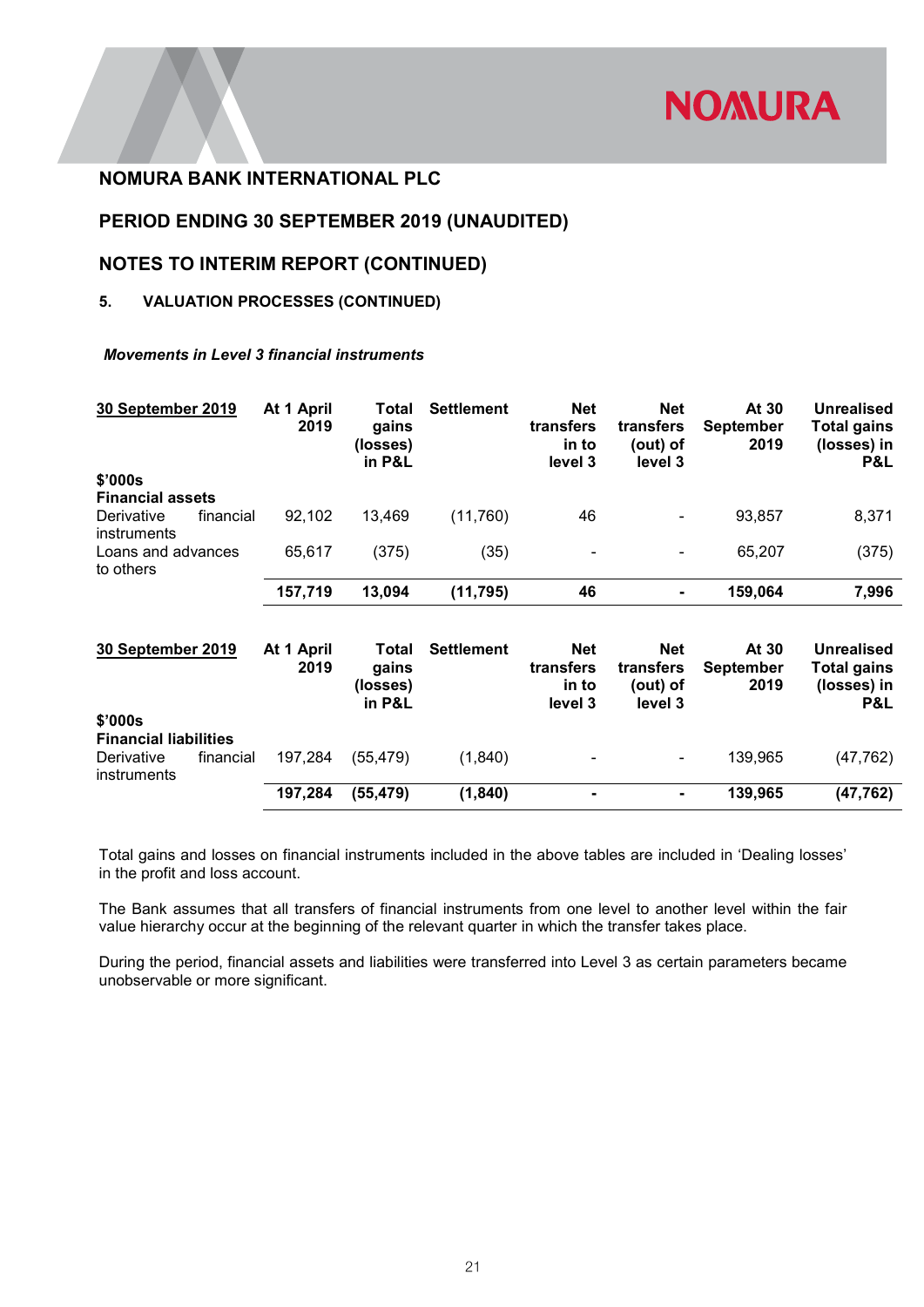# NOMURA BANK INTERNATIONAL PLC

## PERIOD ENDING 30 SEPTEMBER 2019 (UNAUDITED)

## NOTES TO INTERIM REPORT (CONTINUED)

### 5. VALUATION PROCESSES (CONTINUED)

***Movements in Level 3 financial instruments***

| 30 September 2019 | At 1 April 2019 | Total gains (losses) in P&L | Settlement | Net transfers in to level 3 | Net transfers (out) of level 3 | At 30 September 2019 | Unrealised Total gains (losses) in P&L |
|---|---|---|---|---|---|---|---|
| **$'000s** | | | | | | | |
| **Financial assets** | | | | | | | |
| Derivative financial instruments | 92,102 | 13,469 | (11,760) | 46 | - | 93,857 | 8,371 |
| Loans and advances to others | 65,617 | (375) | (35) | - | - | 65,207 | (375) |
| | **157,719** | **13,094** | **(11,795)** | **46** | **-** | **159,064** | **7,996** |

| 30 September 2019 | At 1 April 2019 | Total gains (losses) in P&L | Settlement | Net transfers in to level 3 | Net transfers (out) of level 3 | At 30 September 2019 | Unrealised Total gains (losses) in P&L |
|---|---|---|---|---|---|---|---|
| **$'000s** | | | | | | | |
| **Financial liabilities** | | | | | | | |
| Derivative financial instruments | 197,284 | (55,479) | (1,840) | - | - | 139,965 | (47,762) |
| | **197,284** | **(55,479)** | **(1,840)** | **-** | **-** | **139,965** | **(47,762)** |

Total gains and losses on financial instruments included in the above tables are included in 'Dealing losses' in the profit and loss account.

The Bank assumes that all transfers of financial instruments from one level to another level within the fair value hierarchy occur at the beginning of the relevant quarter in which the transfer takes place.

During the period, financial assets and liabilities were transferred into Level 3 as certain parameters became unobservable or more significant.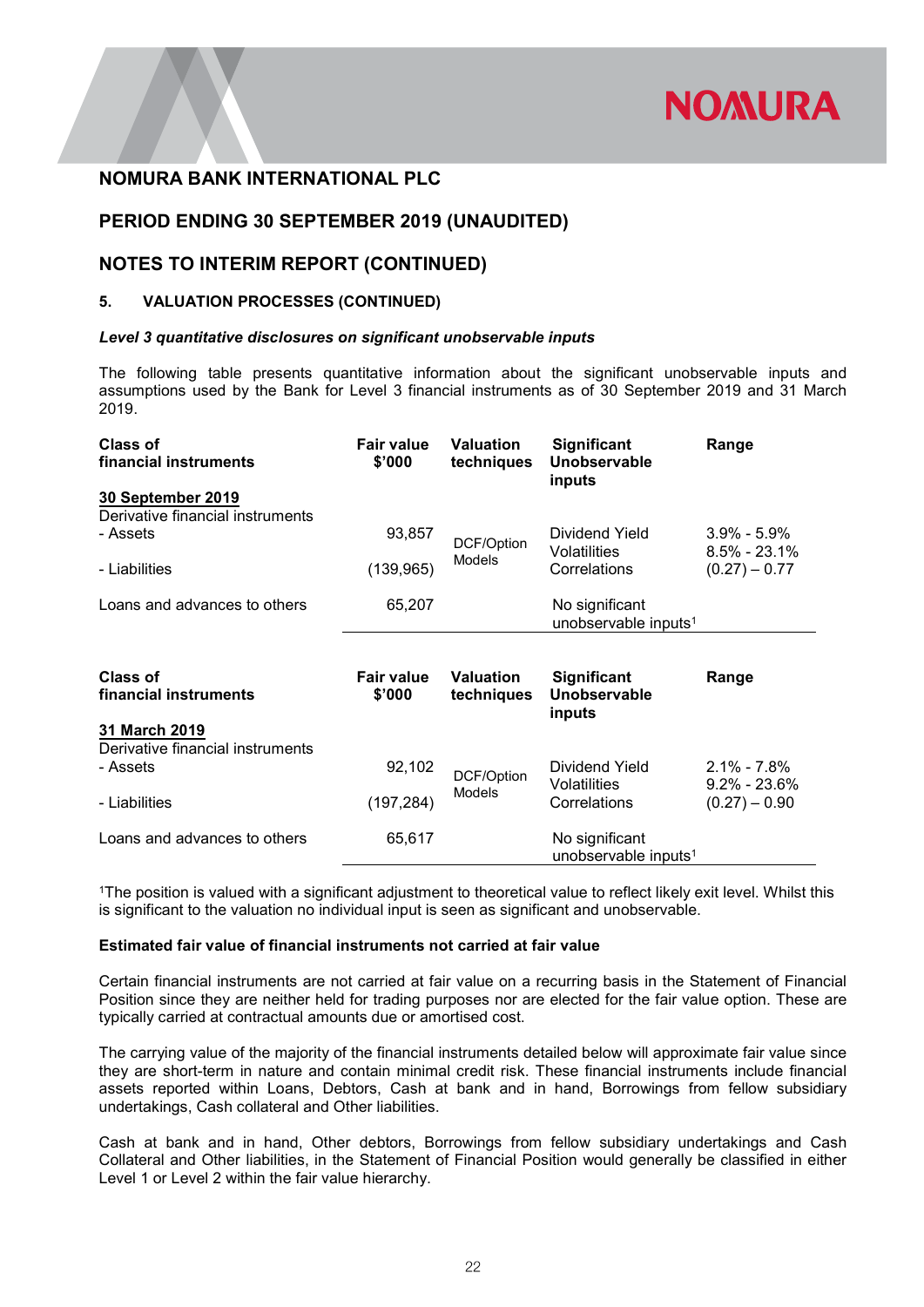# NOMURA BANK INTERNATIONAL PLC

## PERIOD ENDING 30 SEPTEMBER 2019 (UNAUDITED)

## NOTES TO INTERIM REPORT (CONTINUED)

### 5. VALUATION PROCESSES (CONTINUED)

***Level 3 quantitative disclosures on significant unobservable inputs***

The following table presents quantitative information about the significant unobservable inputs and assumptions used by the Bank for Level 3 financial instruments as of 30 September 2019 and 31 March 2019.

| Class of financial instruments | Fair value $'000 | Valuation techniques | Significant Unobservable inputs | Range |
|---|---|---|---|---|
| **30 September 2019** | | | | |
| Derivative financial instruments | | | | |
| - Assets | 93,857 | DCF/Option Models | Dividend Yield | 3.9% - 5.9% |
| | | | Volatilities | 8.5% - 23.1% |
| - Liabilities | (139,965) | | Correlations | (0.27) – 0.77 |
| Loans and advances to others | 65,207 | | No significant unobservable inputs[1] | |

| Class of financial instruments | Fair value $'000 | Valuation techniques | Significant Unobservable inputs | Range |
|---|---|---|---|---|
| **31 March 2019** | | | | |
| Derivative financial instruments | | | | |
| - Assets | 92,102 | DCF/Option Models | Dividend Yield | 2.1% - 7.8% |
| | | | Volatilities | 9.2% - 23.6% |
| - Liabilities | (197,284) | | Correlations | (0.27) – 0.90 |
| Loans and advances to others | 65,617 | | No significant unobservable inputs[1] | |

[1]The position is valued with a significant adjustment to theoretical value to reflect likely exit level. Whilst this is significant to the valuation no individual input is seen as significant and unobservable.

**Estimated fair value of financial instruments not carried at fair value**

Certain financial instruments are not carried at fair value on a recurring basis in the Statement of Financial Position since they are neither held for trading purposes nor are elected for the fair value option. These are typically carried at contractual amounts due or amortised cost.

The carrying value of the majority of the financial instruments detailed below will approximate fair value since they are short-term in nature and contain minimal credit risk. These financial instruments include financial assets reported within Loans, Debtors, Cash at bank and in hand, Borrowings from fellow subsidiary undertakings, Cash collateral and Other liabilities.

Cash at bank and in hand, Other debtors, Borrowings from fellow subsidiary undertakings and Cash Collateral and Other liabilities, in the Statement of Financial Position would generally be classified in either Level 1 or Level 2 within the fair value hierarchy.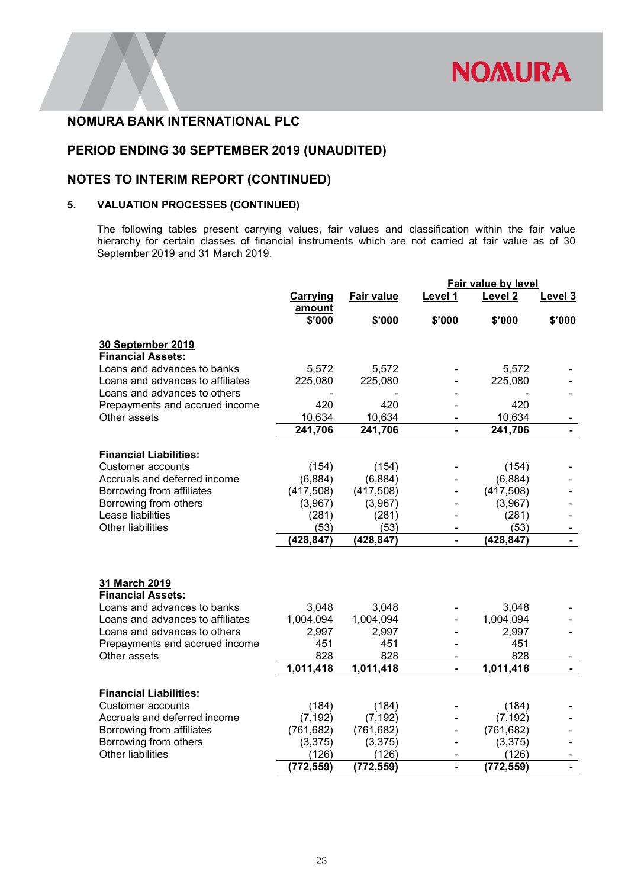# NOMURA BANK INTERNATIONAL PLC

## PERIOD ENDING 30 SEPTEMBER 2019 (UNAUDITED)

## NOTES TO INTERIM REPORT (CONTINUED)

### 5. VALUATION PROCESSES (CONTINUED)

The following tables present carrying values, fair values and classification within the fair value hierarchy for certain classes of financial instruments which are not carried at fair value as of 30 September 2019 and 31 March 2019.

| | Carrying amount | Fair value | Fair value by level | | |
|---|---|---|---|---|---|
| | | | Level 1 | Level 2 | Level 3 |
| | $'000 | $'000 | $'000 | $'000 | $'000 |
| **30 September 2019** | | | | | |
| **Financial Assets:** | | | | | |
| Loans and advances to banks | 5,572 | 5,572 | - | 5,572 | - |
| Loans and advances to affiliates | 225,080 | 225,080 | - | 225,080 | - |
| Loans and advances to others | - | - | - | - | - |
| Prepayments and accrued income | 420 | 420 | - | 420 | |
| Other assets | 10,634 | 10,634 | - | 10,634 | - |
| | **241,706** | **241,706** | **-** | **241,706** | **-** |
| **Financial Liabilities:** | | | | | |
| Customer accounts | (154) | (154) | - | (154) | - |
| Accruals and deferred income | (6,884) | (6,884) | - | (6,884) | - |
| Borrowing from affiliates | (417,508) | (417,508) | - | (417,508) | - |
| Borrowing from others | (3,967) | (3,967) | - | (3,967) | - |
| Lease liabilities | (281) | (281) | - | (281) | - |
| Other liabilities | (53) | (53) | - | (53) | - |
| | **(428,847)** | **(428,847)** | **-** | **(428,847)** | **-** |
| **31 March 2019** | | | | | |
| **Financial Assets:** | | | | | |
| Loans and advances to banks | 3,048 | 3,048 | - | 3,048 | - |
| Loans and advances to affiliates | 1,004,094 | 1,004,094 | - | 1,004,094 | - |
| Loans and advances to others | 2,997 | 2,997 | - | 2,997 | - |
| Prepayments and accrued income | 451 | 451 | - | 451 | |
| Other assets | 828 | 828 | - | 828 | - |
| | **1,011,418** | **1,011,418** | **-** | **1,011,418** | **-** |
| **Financial Liabilities:** | | | | | |
| Customer accounts | (184) | (184) | - | (184) | - |
| Accruals and deferred income | (7,192) | (7,192) | - | (7,192) | - |
| Borrowing from affiliates | (761,682) | (761,682) | - | (761,682) | - |
| Borrowing from others | (3,375) | (3,375) | - | (3,375) | - |
| Other liabilities | (126) | (126) | - | (126) | - |
| | **(772,559)** | **(772,559)** | **-** | **(772,559)** | **-** |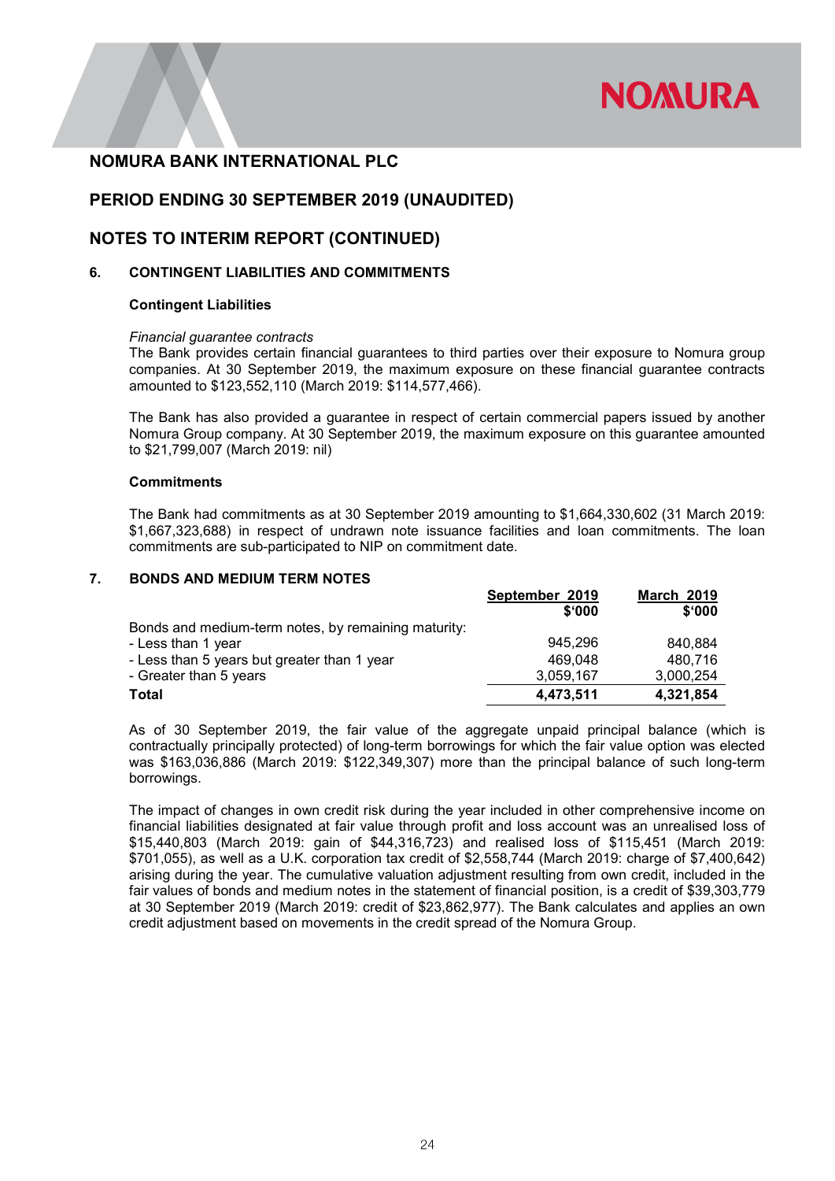# NOMURA BANK INTERNATIONAL PLC

## PERIOD ENDING 30 SEPTEMBER 2019 (UNAUDITED)

## NOTES TO INTERIM REPORT (CONTINUED)

### 6. CONTINGENT LIABILITIES AND COMMITMENTS

**Contingent Liabilities**

*Financial guarantee contracts*

The Bank provides certain financial guarantees to third parties over their exposure to Nomura group companies. At 30 September 2019, the maximum exposure on these financial guarantee contracts amounted to $123,552,110 (March 2019: $114,577,466).

The Bank has also provided a guarantee in respect of certain commercial papers issued by another Nomura Group company. At 30 September 2019, the maximum exposure on this guarantee amounted to $21,799,007 (March 2019: nil)

**Commitments**

The Bank had commitments as at 30 September 2019 amounting to $1,664,330,602 (31 March 2019: $1,667,323,688) in respect of undrawn note issuance facilities and loan commitments. The loan commitments are sub-participated to NIP on commitment date.

### 7. BONDS AND MEDIUM TERM NOTES

| | September 2019<br>$'000 | March 2019<br>$'000 |
|---|---|---|
| Bonds and medium-term notes, by remaining maturity: | | |
| - Less than 1 year | 945,296 | 840,884 |
| - Less than 5 years but greater than 1 year | 469,048 | 480,716 |
| - Greater than 5 years | 3,059,167 | 3,000,254 |
| **Total** | **4,473,511** | **4,321,854** |

As of 30 September 2019, the fair value of the aggregate unpaid principal balance (which is contractually principally protected) of long-term borrowings for which the fair value option was elected was $163,036,886 (March 2019: $122,349,307) more than the principal balance of such long-term borrowings.

The impact of changes in own credit risk during the year included in other comprehensive income on financial liabilities designated at fair value through profit and loss account was an unrealised loss of $15,440,803 (March 2019: gain of $44,316,723) and realised loss of $115,451 (March 2019: $701,055), as well as a U.K. corporation tax credit of $2,558,744 (March 2019: charge of $7,400,642) arising during the year. The cumulative valuation adjustment resulting from own credit, included in the fair values of bonds and medium notes in the statement of financial position, is a credit of $39,303,779 at 30 September 2019 (March 2019: credit of $23,862,977). The Bank calculates and applies an own credit adjustment based on movements in the credit spread of the Nomura Group.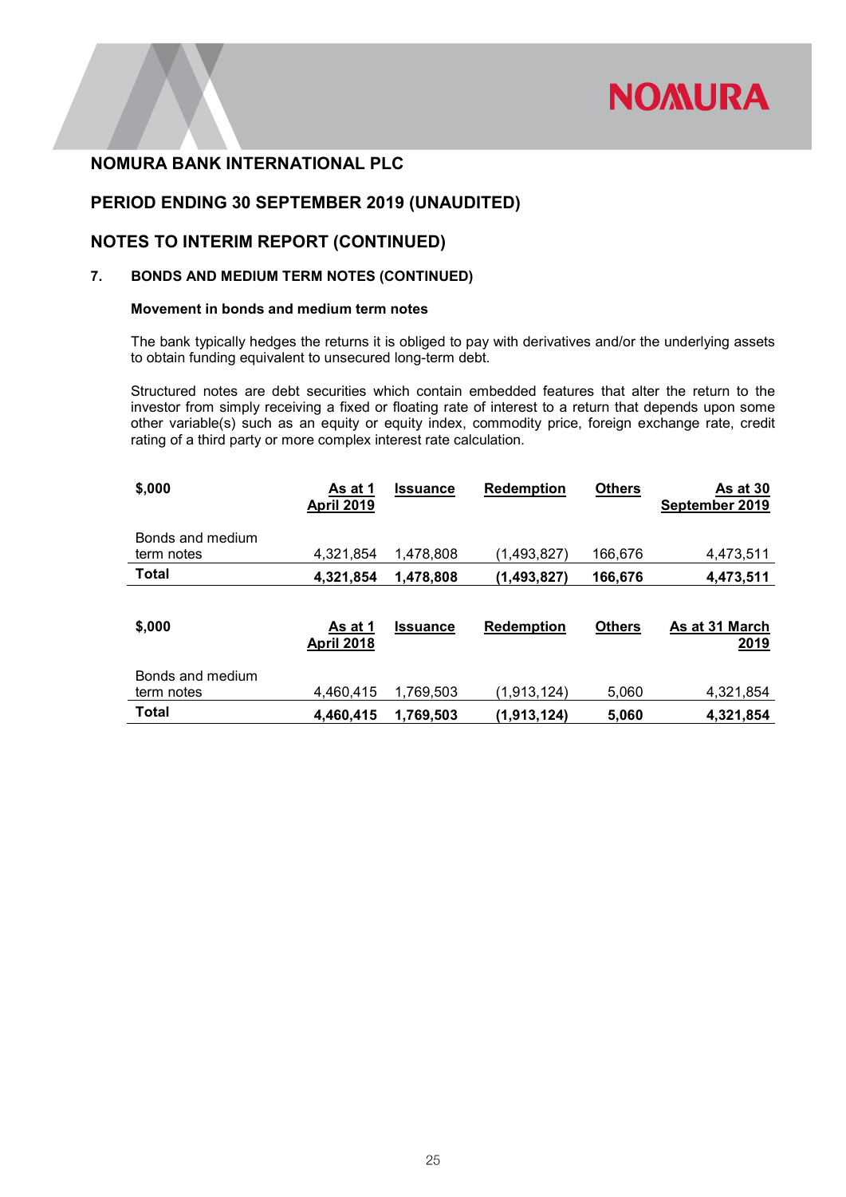# NOMURA BANK INTERNATIONAL PLC

## PERIOD ENDING 30 SEPTEMBER 2019 (UNAUDITED)

## NOTES TO INTERIM REPORT (CONTINUED)

### 7. BONDS AND MEDIUM TERM NOTES (CONTINUED)

**Movement in bonds and medium term notes**

The bank typically hedges the returns it is obliged to pay with derivatives and/or the underlying assets to obtain funding equivalent to unsecured long-term debt.

Structured notes are debt securities which contain embedded features that alter the return to the investor from simply receiving a fixed or floating rate of interest to a return that depends upon some other variable(s) such as an equity or equity index, commodity price, foreign exchange rate, credit rating of a third party or more complex interest rate calculation.

| $,000 | As at 1 April 2019 | Issuance | Redemption | Others | As at 30 September 2019 |
|---|---|---|---|---|---|
| Bonds and medium term notes | 4,321,854 | 1,478,808 | (1,493,827) | 166,676 | 4,473,511 |
| **Total** | **4,321,854** | **1,478,808** | **(1,493,827)** | **166,676** | **4,473,511** |

| $,000 | As at 1 April 2018 | Issuance | Redemption | Others | As at 31 March 2019 |
|---|---|---|---|---|---|
| Bonds and medium term notes | 4,460,415 | 1,769,503 | (1,913,124) | 5,060 | 4,321,854 |
| **Total** | **4,460,415** | **1,769,503** | **(1,913,124)** | **5,060** | **4,321,854** |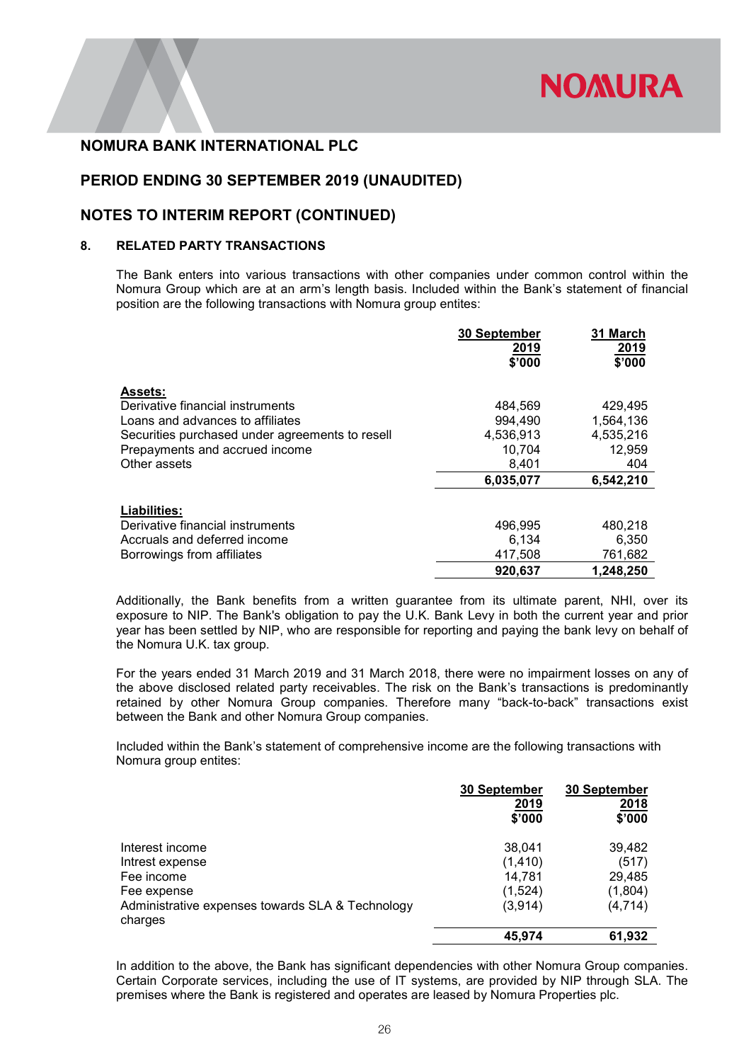# NOMURA BANK INTERNATIONAL PLC

## PERIOD ENDING 30 SEPTEMBER 2019 (UNAUDITED)

## NOTES TO INTERIM REPORT (CONTINUED)

### 8. RELATED PARTY TRANSACTIONS

The Bank enters into various transactions with other companies under common control within the Nomura Group which are at an arm's length basis. Included within the Bank's statement of financial position are the following transactions with Nomura group entites:

| | 30 September 2019 $'000 | 31 March 2019 $'000 |
|---|---|---|
| **Assets:** | | |
| Derivative financial instruments | 484,569 | 429,495 |
| Loans and advances to affiliates | 994,490 | 1,564,136 |
| Securities purchased under agreements to resell | 4,536,913 | 4,535,216 |
| Prepayments and accrued income | 10,704 | 12,959 |
| Other assets | 8,401 | 404 |
| | **6,035,077** | **6,542,210** |
| **Liabilities:** | | |
| Derivative financial instruments | 496,995 | 480,218 |
| Accruals and deferred income | 6,134 | 6,350 |
| Borrowings from affiliates | 417,508 | 761,682 |
| | **920,637** | **1,248,250** |

Additionally, the Bank benefits from a written guarantee from its ultimate parent, NHI, over its exposure to NIP. The Bank's obligation to pay the U.K. Bank Levy in both the current year and prior year has been settled by NIP, who are responsible for reporting and paying the bank levy on behalf of the Nomura U.K. tax group.

For the years ended 31 March 2019 and 31 March 2018, there were no impairment losses on any of the above disclosed related party receivables. The risk on the Bank's transactions is predominantly retained by other Nomura Group companies. Therefore many "back-to-back" transactions exist between the Bank and other Nomura Group companies.

Included within the Bank's statement of comprehensive income are the following transactions with Nomura group entites:

| | 30 September 2019 $'000 | 30 September 2018 $'000 |
|---|---|---|
| Interest income | 38,041 | 39,482 |
| Intrest expense | (1,410) | (517) |
| Fee income | 14,781 | 29,485 |
| Fee expense | (1,524) | (1,804) |
| Administrative expenses towards SLA & Technology charges | (3,914) | (4,714) |
| | **45,974** | **61,932** |

In addition to the above, the Bank has significant dependencies with other Nomura Group companies. Certain Corporate services, including the use of IT systems, are provided by NIP through SLA. The premises where the Bank is registered and operates are leased by Nomura Properties plc.